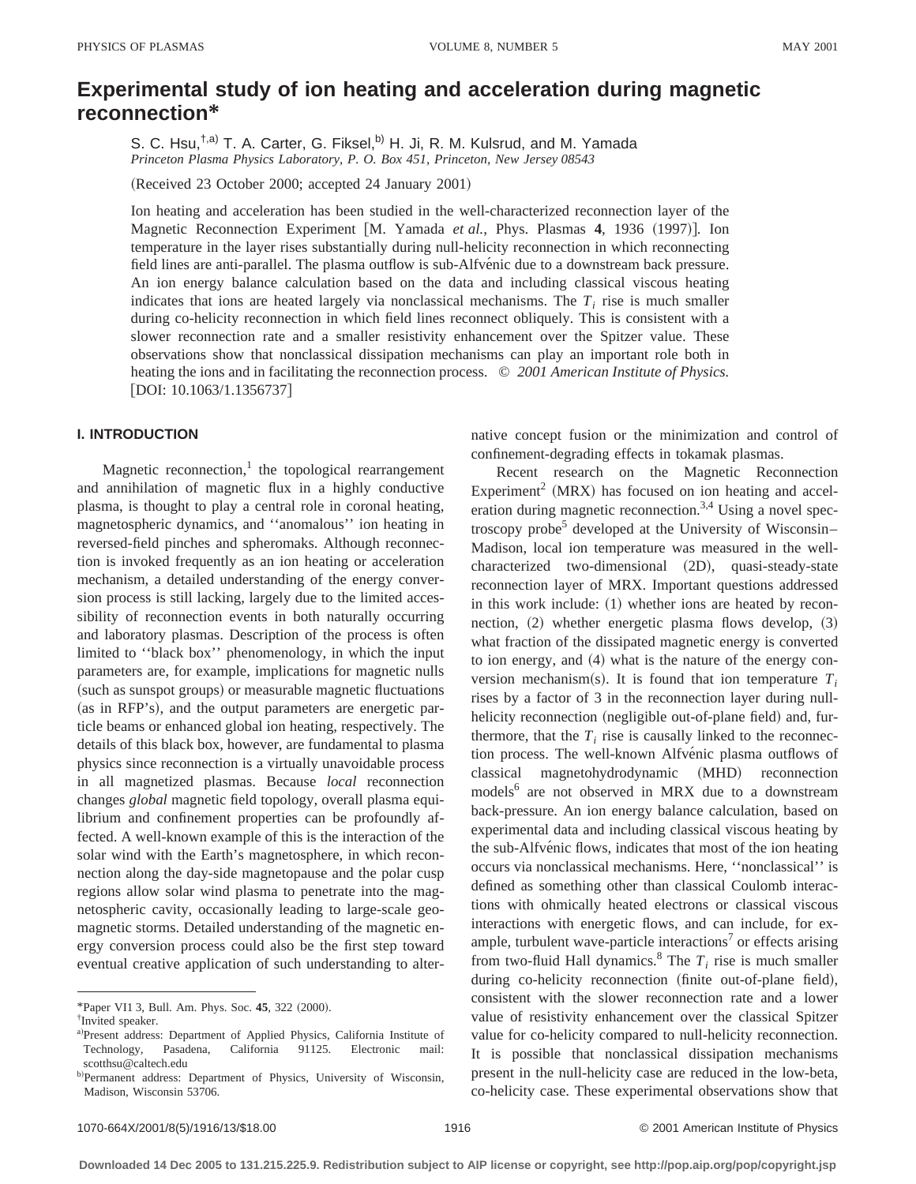# Experimental study of ion heating and acceleration during magnetic reconnection*

S. C. Hsu,[†,a)] T. A. Carter, G. Fiksel,[b)] H. Ji, R. M. Kulsrud, and M. Yamada

*Princeton Plasma Physics Laboratory, P. O. Box 451, Princeton, New Jersey 08543*

(Received 23 October 2000; accepted 24 January 2001)

Ion heating and acceleration has been studied in the well-characterized reconnection layer of the Magnetic Reconnection Experiment [M. Yamada *et al.*, Phys. Plasmas **4**, 1936 (1997)]. Ion temperature in the layer rises substantially during null-helicity reconnection in which reconnecting field lines are anti-parallel. The plasma outflow is sub-Alfvénic due to a downstream back pressure. An ion energy balance calculation based on the data and including classical viscous heating indicates that ions are heated largely via nonclassical mechanisms. The $T_i$ rise is much smaller during co-helicity reconnection in which field lines reconnect obliquely. This is consistent with a slower reconnection rate and a smaller resistivity enhancement over the Spitzer value. These observations show that nonclassical dissipation mechanisms can play an important role both in heating the ions and in facilitating the reconnection process. © *2001 American Institute of Physics.* [DOI: 10.1063/1.1356737]

## I. INTRODUCTION

Magnetic reconnection,[1] the topological rearrangement and annihilation of magnetic flux in a highly conductive plasma, is thought to play a central role in coronal heating, magnetospheric dynamics, and ''anomalous'' ion heating in reversed-field pinches and spheromaks. Although reconnection is invoked frequently as an ion heating or acceleration mechanism, a detailed understanding of the energy conversion process is still lacking, largely due to the limited accessibility of reconnection events in both naturally occurring and laboratory plasmas. Description of the process is often limited to ''black box'' phenomenology, in which the input parameters are, for example, implications for magnetic nulls (such as sunspot groups) or measurable magnetic fluctuations (as in RFP's), and the output parameters are energetic particle beams or enhanced global ion heating, respectively. The details of this black box, however, are fundamental to plasma physics since reconnection is a virtually unavoidable process in all magnetized plasmas. Because *local* reconnection changes *global* magnetic field topology, overall plasma equilibrium and confinement properties can be profoundly affected. A well-known example of this is the interaction of the solar wind with the Earth's magnetosphere, in which reconnection along the day-side magnetopause and the polar cusp regions allow solar wind plasma to penetrate into the magnetospheric cavity, occasionally leading to large-scale geomagnetic storms. Detailed understanding of the magnetic energy conversion process could also be the first step toward eventual creative application of such understanding to alternative concept fusion or the minimization and control of confinement-degrading effects in tokamak plasmas.

Recent research on the Magnetic Reconnection Experiment[2] (MRX) has focused on ion heating and acceleration during magnetic reconnection.[3,4] Using a novel spectroscopy probe[5] developed at the University of Wisconsin–Madison, local ion temperature was measured in the well-characterized two-dimensional (2D), quasi-steady-state reconnection layer of MRX. Important questions addressed in this work include: (1) whether ions are heated by reconnection, (2) whether energetic plasma flows develop, (3) what fraction of the dissipated magnetic energy is converted to ion energy, and (4) what is the nature of the energy conversion mechanism(s). It is found that ion temperature $T_i$ rises by a factor of 3 in the reconnection layer during null-helicity reconnection (negligible out-of-plane field) and, furthermore, that the $T_i$ rise is causally linked to the reconnection process. The well-known Alfvénic plasma outflows of classical magnetohydrodynamic (MHD) reconnection models[6] are not observed in MRX due to a downstream back-pressure. An ion energy balance calculation, based on experimental data and including classical viscous heating by the sub-Alfvénic flows, indicates that most of the ion heating occurs via nonclassical mechanisms. Here, ''nonclassical'' is defined as something other than classical Coulomb interactions with ohmically heated electrons or classical viscous interactions with energetic flows, and can include, for example, turbulent wave-particle interactions[7] or effects arising from two-fluid Hall dynamics.[8] The $T_i$ rise is much smaller during co-helicity reconnection (finite out-of-plane field), consistent with the slower reconnection rate and a lower value of resistivity enhancement over the classical Spitzer value for co-helicity compared to null-helicity reconnection. It is possible that nonclassical dissipation mechanisms present in the null-helicity case are reduced in the low-beta, co-helicity case. These experimental observations show that

---

*Paper VI1 3, Bull. Am. Phys. Soc. **45**, 322 (2000).

†Invited speaker.

a)Present address: Department of Applied Physics, California Institute of Technology, Pasadena, California 91125. Electronic mail: scotthsu@caltech.edu

b)Permanent address: Department of Physics, University of Wisconsin, Madison, Wisconsin 53706.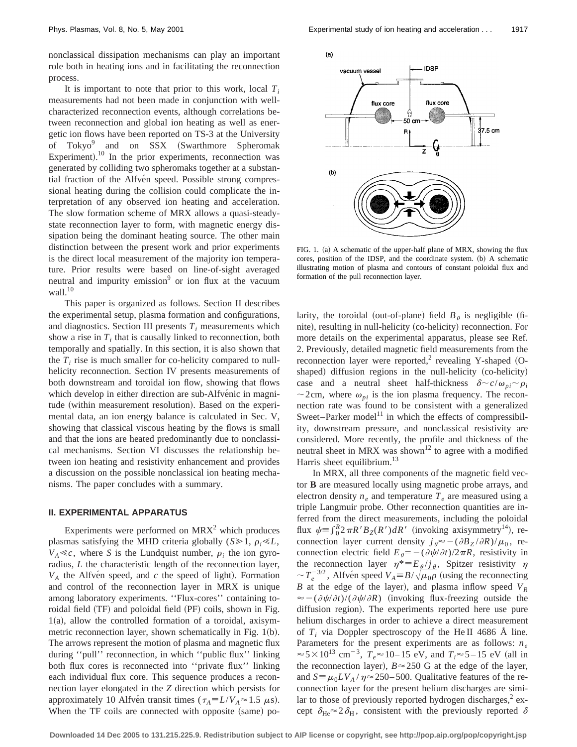nonclassical dissipation mechanisms can play an important role both in heating ions and in facilitating the reconnection process.

It is important to note that prior to this work, local $T_i$ measurements had not been made in conjunction with well-characterized reconnection events, although correlations between reconnection and global ion heating as well as energetic ion flows have been reported on TS-3 at the University of Tokyo[9] and on SSX (Swarthmore Spheromak Experiment).[10] In the prior experiments, reconnection was generated by colliding two spheromaks together at a substantial fraction of the Alfvén speed. Possible strong compressional heating during the collision could complicate the interpretation of any observed ion heating and acceleration. The slow formation scheme of MRX allows a quasi-steady-state reconnection layer to form, with magnetic energy dissipation being the dominant heating source. The other main distinction between the present work and prior experiments is the direct local measurement of the majority ion temperature. Prior results were based on line-of-sight averaged neutral and impurity emission[9] or ion flux at the vacuum wall.[10]

This paper is organized as follows. Section II describes the experimental setup, plasma formation and configurations, and diagnostics. Section III presents $T_i$ measurements which show a rise in $T_i$ that is causally linked to reconnection, both temporally and spatially. In this section, it is also shown that the $T_i$ rise is much smaller for co-helicity compared to null-helicity reconnection. Section IV presents measurements of both downstream and toroidal ion flow, showing that flows which develop in either direction are sub-Alfvénic in magnitude (within measurement resolution). Based on the experimental data, an ion energy balance is calculated in Sec. V, showing that classical viscous heating by the flows is small and that the ions are heated predominantly due to nonclassical mechanisms. Section VI discusses the relationship between ion heating and resistivity enhancement and provides a discussion on the possible nonclassical ion heating mechanisms. The paper concludes with a summary.

## II. EXPERIMENTAL APPARATUS

Experiments were performed on MRX[2] which produces plasmas satisfying the MHD criteria globally ($S \gg 1$, $\rho_i \ll L$, $V_A \ll c$, where $S$ is the Lundquist number, $\rho_i$ the ion gyroradius, $L$ the characteristic length of the reconnection layer, $V_A$ the Alfvén speed, and $c$ the speed of light). Formation and control of the reconnection layer in MRX is unique among laboratory experiments. ''Flux-cores'' containing toroidal field (TF) and poloidal field (PF) coils, shown in Fig. 1(a), allow the controlled formation of a toroidal, axisymmetric reconnection layer, shown schematically in Fig. 1(b). The arrows represent the motion of plasma and magnetic flux during ''pull'' reconnection, in which ''public flux'' linking both flux cores is reconnected into ''private flux'' linking each individual flux core. This sequence produces a reconnection layer elongated in the $Z$ direction which persists for approximately 10 Alfvén transit times ($\tau_A \equiv L/V_A \approx 1.5\ \mu$s). When the TF coils are connected with opposite (same) polarity, the toroidal (out-of-plane) field $B_\theta$ is negligible (finite), resulting in null-helicity (co-helicity) reconnection. For more details on the experimental apparatus, please see Ref. 2. Previously, detailed magnetic field measurements from the reconnection layer were reported,[2] revealing Y-shaped (O-shaped) diffusion regions in the null-helicity (co-helicity) case and a neutral sheet half-thickness $\delta \sim c/\omega_{pi} \sim \rho_i \sim 2$cm, where $\omega_{pi}$ is the ion plasma frequency. The reconnection rate was found to be consistent with a generalized Sweet–Parker model[11] in which the effects of compressibility, downstream pressure, and nonclassical resistivity are considered. More recently, the profile and thickness of the neutral sheet in MRX was shown[12] to agree with a modified Harris sheet equilibrium.[13]

FIG. 1. (a) A schematic of the upper-half plane of MRX, showing the flux cores, position of the IDSP, and the coordinate system. (b) A schematic illustrating motion of plasma and contours of constant poloidal flux and formation of the pull reconnection layer.

In MRX, all three components of the magnetic field vector $\mathbf{B}$ are measured locally using magnetic probe arrays, and electron density $n_e$ and temperature $T_e$ are measured using a triple Langmuir probe. Other reconnection quantities are inferred from the direct measurements, including the poloidal flux $\psi \equiv \int_0^R 2\pi R' B_Z(R')dR'$ (invoking axisymmetry[14]), reconnection layer current density $j_\theta \approx -(\partial B_Z/\partial R)/\mu_0$, reconnection electric field $E_\theta = -(\partial \psi/\partial t)/2\pi R$, resistivity in the reconnection layer $\eta^* \equiv E_\theta/j_\theta$, Spitzer resistivity $\eta \sim T_e^{-3/2}$, Alfvén speed $V_A \equiv B/\sqrt{\mu_0 \rho}$ (using the reconnecting $B$ at the edge of the layer), and plasma inflow speed $V_R \approx -(\partial \psi/\partial t)/(\partial \psi/\partial R)$ (invoking flux-freezing outside the diffusion region). The experiments reported here use pure helium discharges in order to achieve a direct measurement of $T_i$ via Doppler spectroscopy of the He II 4686 Å line. Parameters for the present experiments are as follows: $n_e \approx 5 \times 10^{13}$ cm$^{-3}$, $T_e \approx 10$–15 eV, and $T_i \approx 5$–15 eV (all in the reconnection layer), $B \approx 250$ G at the edge of the layer, and $S \equiv \mu_0 L V_A/\eta \approx 250$–500. Qualitative features of the reconnection layer for the present helium discharges are similar to those of previously reported hydrogen discharges,[2] except $\delta_{\mathrm{He}} \approx 2\delta_{\mathrm{H}}$, consistent with the previously reported $\delta$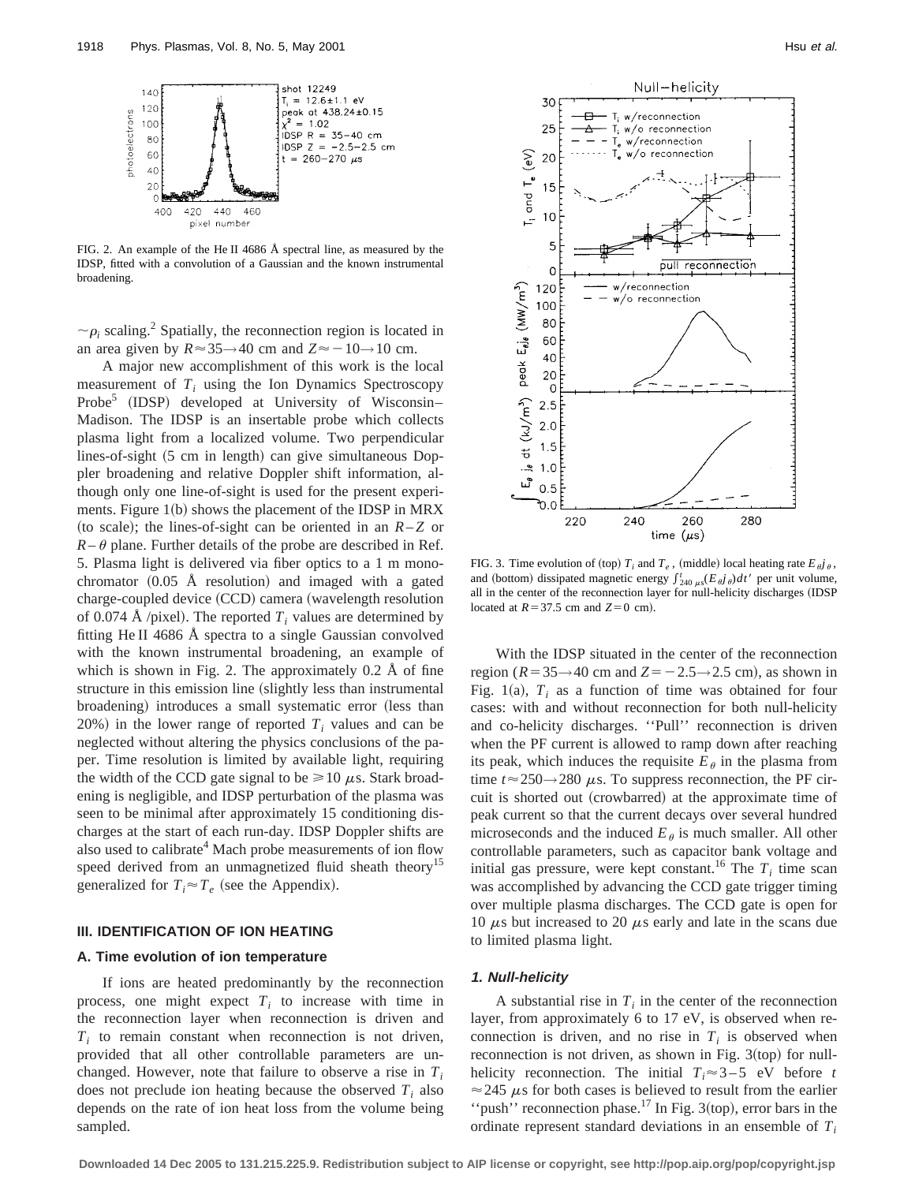FIG. 2. An example of the He II 4686 Å spectral line, as measured by the IDSP, fitted with a convolution of a Gaussian and the known instrumental broadening.

$\sim\rho_i$ scaling.[2] Spatially, the reconnection region is located in an area given by $R \approx 35 \rightarrow 40$ cm and $Z \approx -10 \rightarrow 10$ cm.

A major new accomplishment of this work is the local measurement of $T_i$ using the Ion Dynamics Spectroscopy Probe[5] (IDSP) developed at University of Wisconsin–Madison. The IDSP is an insertable probe which collects plasma light from a localized volume. Two perpendicular lines-of-sight (5 cm in length) can give simultaneous Doppler broadening and relative Doppler shift information, although only one line-of-sight is used for the present experiments. Figure 1(b) shows the placement of the IDSP in MRX (to scale); the lines-of-sight can be oriented in an $R$–$Z$ or $R$–$\theta$ plane. Further details of the probe are described in Ref. 5. Plasma light is delivered via fiber optics to a 1 m monochromator (0.05 Å resolution) and imaged with a gated charge-coupled device (CCD) camera (wavelength resolution of 0.074 Å /pixel). The reported $T_i$ values are determined by fitting He II 4686 Å spectra to a single Gaussian convolved with the known instrumental broadening, an example of which is shown in Fig. 2. The approximately 0.2 Å of fine structure in this emission line (slightly less than instrumental broadening) introduces a small systematic error (less than 20%) in the lower range of reported $T_i$ values and can be neglected without altering the physics conclusions of the paper. Time resolution is limited by available light, requiring the width of the CCD gate signal to be $\geq 10\ \mu$s. Stark broadening is negligible, and IDSP perturbation of the plasma was seen to be minimal after approximately 15 conditioning discharges at the start of each run-day. IDSP Doppler shifts are also used to calibrate[4] Mach probe measurements of ion flow speed derived from an unmagnetized fluid sheath theory[15] generalized for $T_i \approx T_e$ (see the Appendix).

## III. IDENTIFICATION OF ION HEATING

### A. Time evolution of ion temperature

If ions are heated predominantly by the reconnection process, one might expect $T_i$ to increase with time in the reconnection layer when reconnection is driven and $T_i$ to remain constant when reconnection is not driven, provided that all other controllable parameters are unchanged. However, note that failure to observe a rise in $T_i$ does not preclude ion heating because the observed $T_i$ also depends on the rate of ion heat loss from the volume being sampled.

FIG. 3. Time evolution of (top) $T_i$ and $T_e$, (middle) local heating rate $E_\theta j_\theta$, and (bottom) dissipated magnetic energy $\int_{240\ \mu s}^{t} (E_\theta j_\theta) dt'$ per unit volume, all in the center of the reconnection layer for null-helicity discharges (IDSP located at $R = 37.5$ cm and $Z = 0$ cm).

With the IDSP situated in the center of the reconnection region ($R = 35 \rightarrow 40$ cm and $Z = -2.5 \rightarrow 2.5$ cm), as shown in Fig. 1(a), $T_i$ as a function of time was obtained for four cases: with and without reconnection for both null-helicity and co-helicity discharges. "Pull" reconnection is driven when the PF current is allowed to ramp down after reaching its peak, which induces the requisite $E_\theta$ in the plasma from time $t \approx 250 \rightarrow 280\ \mu$s. To suppress reconnection, the PF circuit is shorted out (crowbarred) at the approximate time of peak current so that the current decays over several hundred microseconds and the induced $E_\theta$ is much smaller. All other controllable parameters, such as capacitor bank voltage and initial gas pressure, were kept constant.[16] The $T_i$ time scan was accomplished by advancing the CCD gate trigger timing over multiple plasma discharges. The CCD gate is open for 10 $\mu$s but increased to 20 $\mu$s early and late in the scans due to limited plasma light.

#### 1. Null-helicity

A substantial rise in $T_i$ in the center of the reconnection layer, from approximately 6 to 17 eV, is observed when reconnection is driven, and no rise in $T_i$ is observed when reconnection is not driven, as shown in Fig. 3(top) for null-helicity reconnection. The initial $T_i \approx 3$–5 eV before $t \approx 245\ \mu$s for both cases is believed to result from the earlier "push" reconnection phase.[17] In Fig. 3(top), error bars in the ordinate represent standard deviations in an ensemble of $T_i$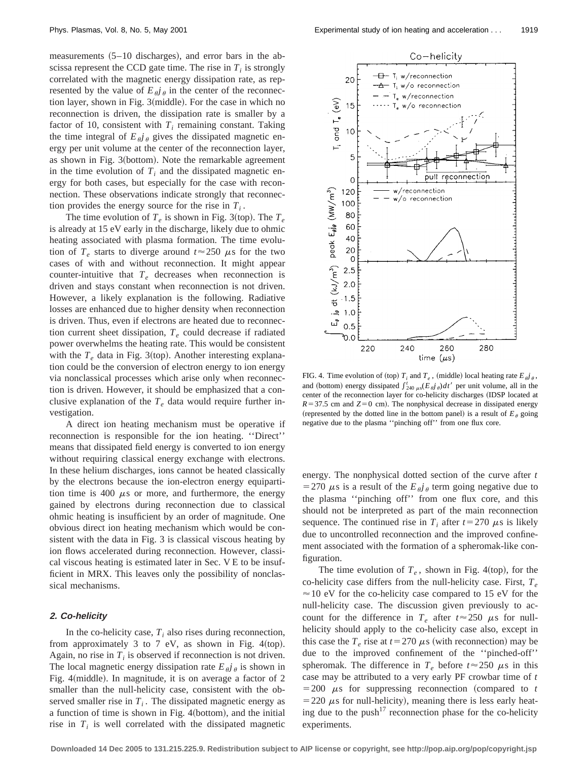measurements (5–10 discharges), and error bars in the abscissa represent the CCD gate time. The rise in $T_i$ is strongly correlated with the magnetic energy dissipation rate, as represented by the value of $E_\theta j_\theta$ in the center of the reconnection layer, shown in Fig. 3(middle). For the case in which no reconnection is driven, the dissipation rate is smaller by a factor of 10, consistent with $T_i$ remaining constant. Taking the time integral of $E_\theta j_\theta$ gives the dissipated magnetic energy per unit volume at the center of the reconnection layer, as shown in Fig. 3(bottom). Note the remarkable agreement in the time evolution of $T_i$ and the dissipated magnetic energy for both cases, but especially for the case with reconnection. These observations indicate strongly that reconnection provides the energy source for the rise in $T_i$.

The time evolution of $T_e$ is shown in Fig. 3(top). The $T_e$ is already at 15 eV early in the discharge, likely due to ohmic heating associated with plasma formation. The time evolution of $T_e$ starts to diverge around $t \approx 250\ \mu$s for the two cases of with and without reconnection. It might appear counter-intuitive that $T_e$ decreases when reconnection is driven and stays constant when reconnection is not driven. However, a likely explanation is the following. Radiative losses are enhanced due to higher density when reconnection is driven. Thus, even if electrons are heated due to reconnection current sheet dissipation, $T_e$ could decrease if radiated power overwhelms the heating rate. This would be consistent with the $T_e$ data in Fig. 3(top). Another interesting explanation could be the conversion of electron energy to ion energy via nonclassical processes which arise only when reconnection is driven. However, it should be emphasized that a conclusive explanation of the $T_e$ data would require further investigation.

A direct ion heating mechanism must be operative if reconnection is responsible for the ion heating. ''Direct'' means that dissipated field energy is converted to ion energy without requiring classical energy exchange with electrons. In these helium discharges, ions cannot be heated classically by the electrons because the ion-electron energy equipartition time is 400 $\mu$s or more, and furthermore, the energy gained by electrons during reconnection due to classical ohmic heating is insufficient by an order of magnitude. One obvious direct ion heating mechanism which would be consistent with the data in Fig. 3 is classical viscous heating by ion flows accelerated during reconnection. However, classical viscous heating is estimated later in Sec. V E to be insufficient in MRX. This leaves only the possibility of nonclassical mechanisms.

#### 2. Co-helicity

In the co-helicity case, $T_i$ also rises during reconnection, from approximately 3 to 7 eV, as shown in Fig. 4(top). Again, no rise in $T_i$ is observed if reconnection is not driven. The local magnetic energy dissipation rate $E_\theta j_\theta$ is shown in Fig. 4(middle). In magnitude, it is on average a factor of 2 smaller than the null-helicity case, consistent with the observed smaller rise in $T_i$. The dissipated magnetic energy as a function of time is shown in Fig. 4(bottom), and the initial rise in $T_i$ is well correlated with the dissipated magnetic energy. The nonphysical dotted section of the curve after $t = 270\ \mu$s is a result of the $E_\theta j_\theta$ term going negative due to the plasma ''pinching off'' from one flux core, and this should not be interpreted as part of the main reconnection sequence. The continued rise in $T_i$ after $t = 270\ \mu$s is likely due to uncontrolled reconnection and the improved confinement associated with the formation of a spheromak-like configuration.

FIG. 4. Time evolution of (top) $T_i$ and $T_e$, (middle) local heating rate $E_\theta j_\theta$, and (bottom) energy dissipated $\int_{240\ \mu\text{s}}^{t} (E_\theta j_\theta) dt'$ per unit volume, all in the center of the reconnection layer for co-helicity discharges (IDSP located at $R = 37.5$ cm and $Z = 0$ cm). The nonphysical decrease in dissipated energy (represented by the dotted line in the bottom panel) is a result of $E_\theta$ going negative due to the plasma ''pinching off'' from one flux core.

The time evolution of $T_e$, shown in Fig. 4(top), for the co-helicity case differs from the null-helicity case. First, $T_e \approx 10$ eV for the co-helicity case compared to 15 eV for the null-helicity case. The discussion given previously to account for the difference in $T_e$ after $t \approx 250\ \mu$s for null-helicity should apply to the co-helicity case also, except in this case the $T_e$ rise at $t = 270\ \mu$s (with reconnection) may be due to the improved confinement of the ''pinched-off'' spheromak. The difference in $T_e$ before $t \approx 250\ \mu$s in this case may be attributed to a very early PF crowbar time of $t = 200\ \mu$s for suppressing reconnection (compared to $t = 220\ \mu$s for null-helicity), meaning there is less early heating due to the push[17] reconnection phase for the co-helicity experiments.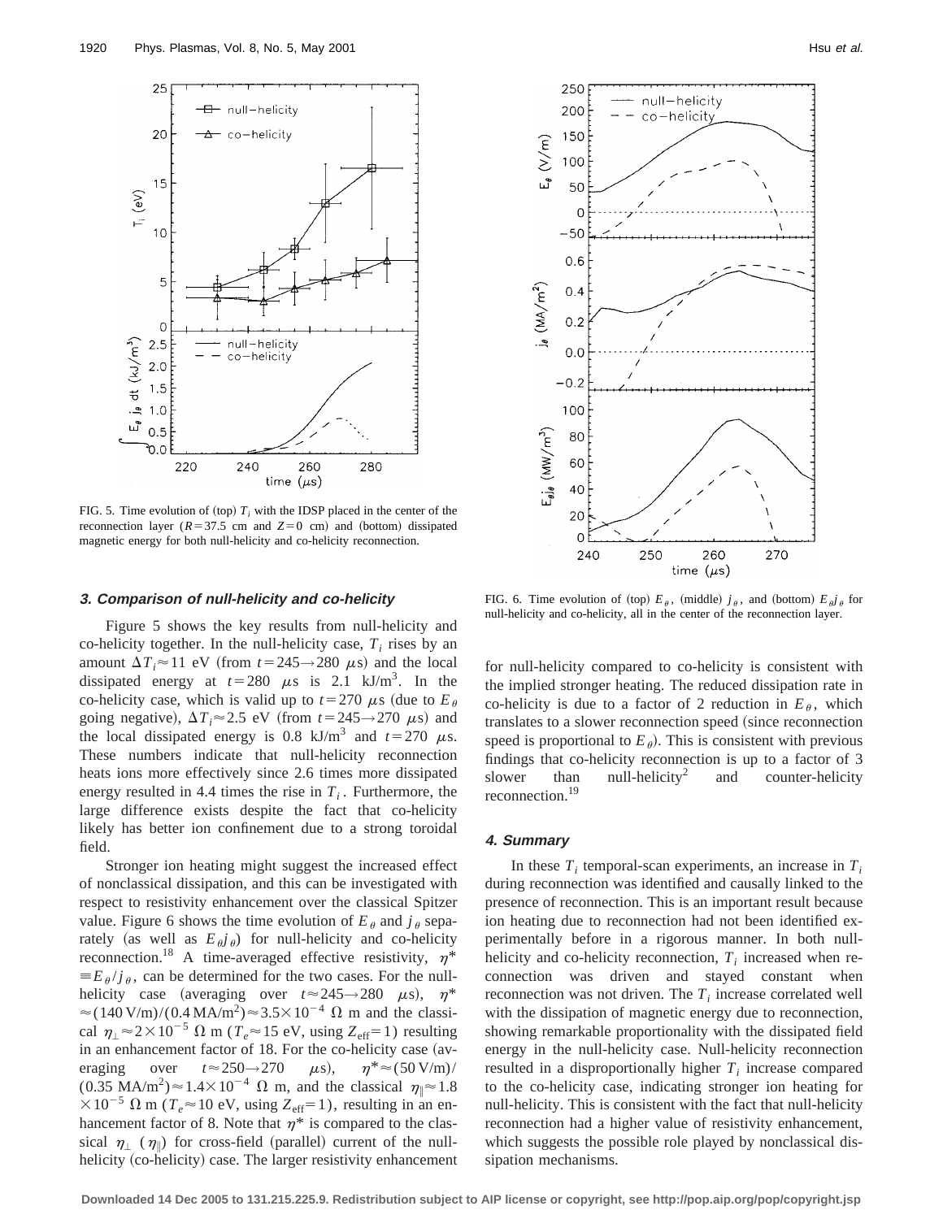FIG. 5. Time evolution of (top) $T_i$ with the IDSP placed in the center of the reconnection layer ($R=37.5$ cm and $Z=0$ cm) and (bottom) dissipated magnetic energy for both null-helicity and co-helicity reconnection.

FIG. 6. Time evolution of (top) $E_\theta$, (middle) $j_\theta$, and (bottom) $E_\theta j_\theta$ for null-helicity and co-helicity, all in the center of the reconnection layer.

### 3. Comparison of null-helicity and co-helicity

Figure 5 shows the key results from null-helicity and co-helicity together. In the null-helicity case, $T_i$ rises by an amount $\Delta T_i \approx 11$ eV (from $t=245 \rightarrow 280$ $\mu$s) and the local dissipated energy at $t=280$ $\mu$s is 2.1 kJ/m$^3$. In the co-helicity case, which is valid up to $t=270$ $\mu$s (due to $E_\theta$ going negative), $\Delta T_i \approx 2.5$ eV (from $t=245 \rightarrow 270$ $\mu$s) and the local dissipated energy is 0.8 kJ/m$^3$ and $t=270$ $\mu$s. These numbers indicate that null-helicity reconnection heats ions more effectively since 2.6 times more dissipated energy resulted in 4.4 times the rise in $T_i$. Furthermore, the large difference exists despite the fact that co-helicity likely has better ion confinement due to a strong toroidal field.

Stronger ion heating might suggest the increased effect of nonclassical dissipation, and this can be investigated with respect to resistivity enhancement over the classical Spitzer value. Figure 6 shows the time evolution of $E_\theta$ and $j_\theta$ separately (as well as $E_\theta j_\theta$) for null-helicity and co-helicity reconnection.[18] A time-averaged effective resistivity, $\eta^* \equiv E_\theta / j_\theta$, can be determined for the two cases. For the null-helicity case (averaging over $t \approx 245 \rightarrow 280$ $\mu$s), $\eta^* \approx (140\,\mathrm{V/m})/(0.4\,\mathrm{MA/m^2}) \approx 3.5 \times 10^{-4}$ $\Omega$ m and the classical $\eta_\perp \approx 2 \times 10^{-5}$ $\Omega$ m ($T_e \approx 15$ eV, using $Z_{\mathrm{eff}}=1$) resulting in an enhancement factor of 18. For the co-helicity case (averaging over $t \approx 250 \rightarrow 270$ $\mu$s), $\eta^* \approx (50\,\mathrm{V/m})/(0.35\,\mathrm{MA/m^2}) \approx 1.4 \times 10^{-4}$ $\Omega$ m, and the classical $\eta_\parallel \approx 1.8 \times 10^{-5}$ $\Omega$ m ($T_e \approx 10$ eV, using $Z_{\mathrm{eff}}=1$), resulting in an enhancement factor of 8. Note that $\eta^*$ is compared to the classical $\eta_\perp$ ($\eta_\parallel$) for cross-field (parallel) current of the null-helicity (co-helicity) case. The larger resistivity enhancement for null-helicity compared to co-helicity is consistent with the implied stronger heating. The reduced dissipation rate in co-helicity is due to a factor of 2 reduction in $E_\theta$, which translates to a slower reconnection speed (since reconnection speed is proportional to $E_\theta$). This is consistent with previous findings that co-helicity reconnection is up to a factor of 3 slower than null-helicity[2] and counter-helicity reconnection.[19]

### 4. Summary

In these $T_i$ temporal-scan experiments, an increase in $T_i$ during reconnection was identified and causally linked to the presence of reconnection. This is an important result because ion heating due to reconnection had not been identified experimentally before in a rigorous manner. In both null-helicity and co-helicity reconnection, $T_i$ increased when reconnection was driven and stayed constant when reconnection was not driven. The $T_i$ increase correlated well with the dissipation of magnetic energy due to reconnection, showing remarkable proportionality with the dissipated field energy in the null-helicity case. Null-helicity reconnection resulted in a disproportionally higher $T_i$ increase compared to the co-helicity case, indicating stronger ion heating for null-helicity. This is consistent with the fact that null-helicity reconnection had a higher value of resistivity enhancement, which suggests the possible role played by nonclassical dissipation mechanisms.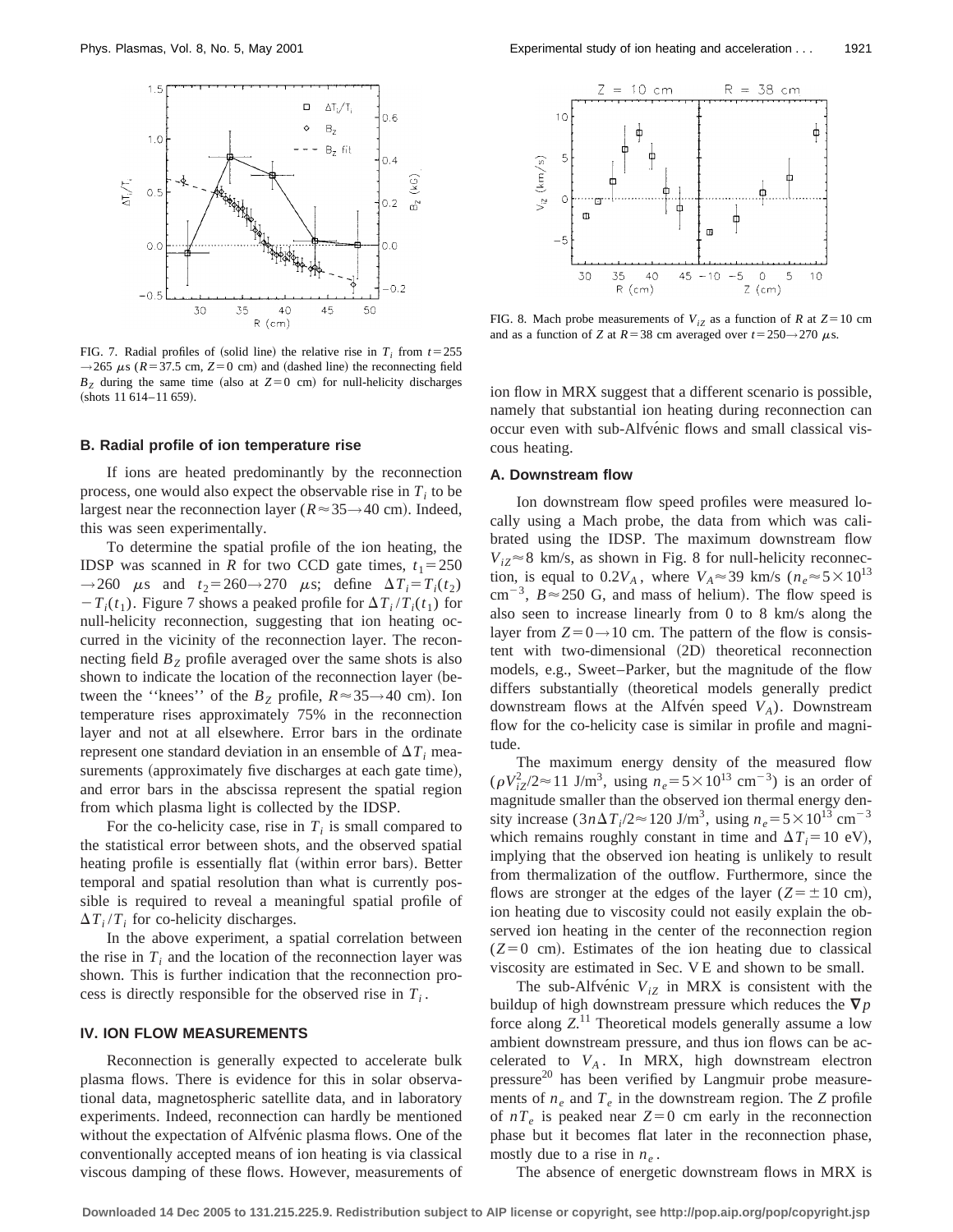FIG. 7. Radial profiles of (solid line) the relative rise in $T_i$ from $t=255 \rightarrow 265$ $\mu$s ($R=37.5$ cm, $Z=0$ cm) and (dashed line) the reconnecting field $B_Z$ during the same time (also at $Z=0$ cm) for null-helicity discharges (shots 11 614–11 659).

### B. Radial profile of ion temperature rise

If ions are heated predominantly by the reconnection process, one would also expect the observable rise in $T_i$ to be largest near the reconnection layer ($R \approx 35 \rightarrow 40$ cm). Indeed, this was seen experimentally.

To determine the spatial profile of the ion heating, the IDSP was scanned in $R$ for two CCD gate times, $t_1=250 \rightarrow 260$ $\mu$s and $t_2=260 \rightarrow 270$ $\mu$s; define $\Delta T_i = T_i(t_2) - T_i(t_1)$. Figure 7 shows a peaked profile for $\Delta T_i / T_i(t_1)$ for null-helicity reconnection, suggesting that ion heating occurred in the vicinity of the reconnection layer. The reconnecting field $B_Z$ profile averaged over the same shots is also shown to indicate the location of the reconnection layer (between the ''knees'' of the $B_Z$ profile, $R \approx 35 \rightarrow 40$ cm). Ion temperature rises approximately 75% in the reconnection layer and not at all elsewhere. Error bars in the ordinate represent one standard deviation in an ensemble of $\Delta T_i$ measurements (approximately five discharges at each gate time), and error bars in the abscissa represent the spatial region from which plasma light is collected by the IDSP.

For the co-helicity case, rise in $T_i$ is small compared to the statistical error between shots, and the observed spatial heating profile is essentially flat (within error bars). Better temporal and spatial resolution than what is currently possible is required to reveal a meaningful spatial profile of $\Delta T_i / T_i$ for co-helicity discharges.

In the above experiment, a spatial correlation between the rise in $T_i$ and the location of the reconnection layer was shown. This is further indication that the reconnection process is directly responsible for the observed rise in $T_i$.

## IV. ION FLOW MEASUREMENTS

Reconnection is generally expected to accelerate bulk plasma flows. There is evidence for this in solar observational data, magnetospheric satellite data, and in laboratory experiments. Indeed, reconnection can hardly be mentioned without the expectation of Alfvénic plasma flows. One of the conventionally accepted means of ion heating is via classical viscous damping of these flows. However, measurements of ion flow in MRX suggest that a different scenario is possible, namely that substantial ion heating during reconnection can occur even with sub-Alfvénic flows and small classical viscous heating.

FIG. 8. Mach probe measurements of $V_{iZ}$ as a function of $R$ at $Z=10$ cm and as a function of $Z$ at $R=38$ cm averaged over $t=250 \rightarrow 270$ $\mu$s.

### A. Downstream flow

Ion downstream flow speed profiles were measured locally using a Mach probe, the data from which was calibrated using the IDSP. The maximum downstream flow $V_{iZ} \approx 8$ km/s, as shown in Fig. 8 for null-helicity reconnection, is equal to $0.2 V_A$, where $V_A \approx 39$ km/s ($n_e \approx 5 \times 10^{13}$ cm$^{-3}$, $B \approx 250$ G, and mass of helium). The flow speed is also seen to increase linearly from 0 to 8 km/s along the layer from $Z=0 \rightarrow 10$ cm. The pattern of the flow is consistent with two-dimensional (2D) theoretical reconnection models, e.g., Sweet–Parker, but the magnitude of the flow differs substantially (theoretical models generally predict downstream flows at the Alfvén speed $V_A$). Downstream flow for the co-helicity case is similar in profile and magnitude.

The maximum energy density of the measured flow ($\rho V_{iZ}^2 / 2 \approx 11$ J/m$^3$, using $n_e = 5 \times 10^{13}$ cm$^{-3}$) is an order of magnitude smaller than the observed ion thermal energy density increase ($3n \Delta T_i / 2 \approx 120$ J/m$^3$, using $n_e = 5 \times 10^{13}$ cm$^{-3}$ which remains roughly constant in time and $\Delta T_i = 10$ eV), implying that the observed ion heating is unlikely to result from thermalization of the outflow. Furthermore, since the flows are stronger at the edges of the layer ($Z = \pm 10$ cm), ion heating due to viscosity could not easily explain the observed ion heating in the center of the reconnection region ($Z=0$ cm). Estimates of the ion heating due to classical viscosity are estimated in Sec. V E and shown to be small.

The sub-Alfvénic $V_{iZ}$ in MRX is consistent with the buildup of high downstream pressure which reduces the $\nabla p$ force along $Z$.[11] Theoretical models generally assume a low ambient downstream pressure, and thus ion flows can be accelerated to $V_A$. In MRX, high downstream electron pressure[20] has been verified by Langmuir probe measurements of $n_e$ and $T_e$ in the downstream region. The $Z$ profile of $nT_e$ is peaked near $Z=0$ cm early in the reconnection phase but it becomes flat later in the reconnection phase, mostly due to a rise in $n_e$.

The absence of energetic downstream flows in MRX is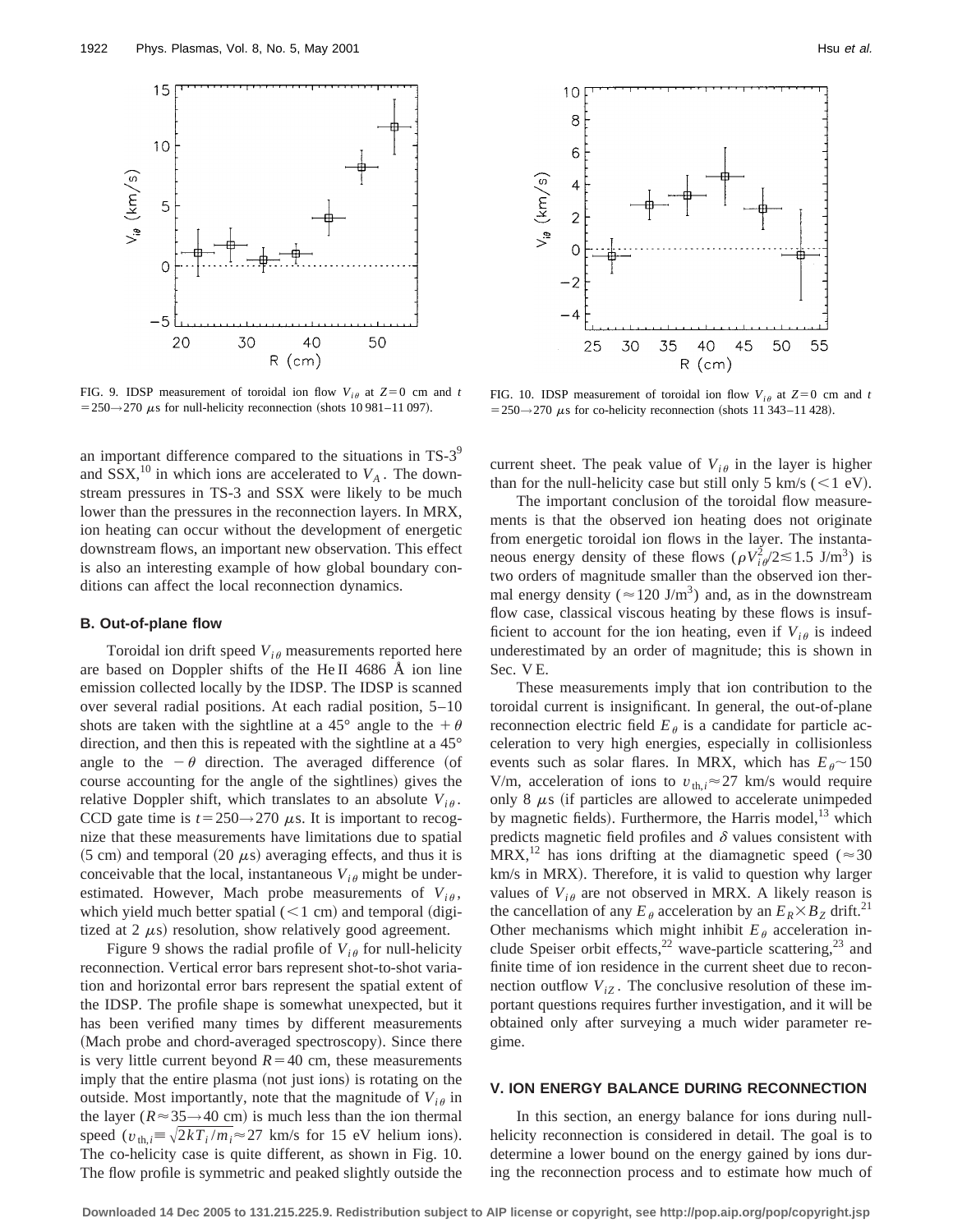FIG. 9. IDSP measurement of toroidal ion flow $V_{i\theta}$ at $Z=0$ cm and $t=250\rightarrow270$ $\mu$s for null-helicity reconnection (shots 10 981–11 097).

FIG. 10. IDSP measurement of toroidal ion flow $V_{i\theta}$ at $Z=0$ cm and $t=250\rightarrow270$ $\mu$s for co-helicity reconnection (shots 11 343–11 428).

an important difference compared to the situations in TS-3[9] and SSX,[10] in which ions are accelerated to $V_A$. The downstream pressures in TS-3 and SSX were likely to be much lower than the pressures in the reconnection layers. In MRX, ion heating can occur without the development of energetic downstream flows, an important new observation. This effect is also an interesting example of how global boundary conditions can affect the local reconnection dynamics.

### B. Out-of-plane flow

Toroidal ion drift speed $V_{i\theta}$ measurements reported here are based on Doppler shifts of the He II 4686 Å ion line emission collected locally by the IDSP. The IDSP is scanned over several radial positions. At each radial position, 5–10 shots are taken with the sightline at a 45° angle to the $+\theta$ direction, and then this is repeated with the sightline at a 45° angle to the $-\theta$ direction. The averaged difference (of course accounting for the angle of the sightlines) gives the relative Doppler shift, which translates to an absolute $V_{i\theta}$. CCD gate time is $t=250\rightarrow270$ $\mu$s. It is important to recognize that these measurements have limitations due to spatial (5 cm) and temporal (20 $\mu$s) averaging effects, and thus it is conceivable that the local, instantaneous $V_{i\theta}$ might be underestimated. However, Mach probe measurements of $V_{i\theta}$, which yield much better spatial (<1 cm) and temporal (digitized at 2 $\mu$s) resolution, show relatively good agreement.

Figure 9 shows the radial profile of $V_{i\theta}$ for null-helicity reconnection. Vertical error bars represent shot-to-shot variation and horizontal error bars represent the spatial extent of the IDSP. The profile shape is somewhat unexpected, but it has been verified many times by different measurements (Mach probe and chord-averaged spectroscopy). Since there is very little current beyond $R=40$ cm, these measurements imply that the entire plasma (not just ions) is rotating on the outside. Most importantly, note that the magnitude of $V_{i\theta}$ in the layer ($R\approx35\rightarrow40$ cm) is much less than the ion thermal speed ($v_{\mathrm{th},i}\equiv\sqrt{2kT_i/m_i}\approx27$ km/s for 15 eV helium ions). The co-helicity case is quite different, as shown in Fig. 10. The flow profile is symmetric and peaked slightly outside the current sheet. The peak value of $V_{i\theta}$ in the layer is higher than for the null-helicity case but still only 5 km/s (<1 eV).

The important conclusion of the toroidal flow measurements is that the observed ion heating does not originate from energetic toroidal ion flows in the layer. The instantaneous energy density of these flows ($\rho V_{i\theta}^2/2\lesssim1.5$ J/m$^3$) is two orders of magnitude smaller than the observed ion thermal energy density ($\approx120$ J/m$^3$) and, as in the downstream flow case, classical viscous heating by these flows is insufficient to account for the ion heating, even if $V_{i\theta}$ is indeed underestimated by an order of magnitude; this is shown in Sec. V E.

These measurements imply that ion contribution to the toroidal current is insignificant. In general, the out-of-plane reconnection electric field $E_\theta$ is a candidate for particle acceleration to very high energies, especially in collisionless events such as solar flares. In MRX, which has $E_\theta\sim150$ V/m, acceleration of ions to $v_{\mathrm{th},i}\approx27$ km/s would require only 8 $\mu$s (if particles are allowed to accelerate unimpeded by magnetic fields). Furthermore, the Harris model,[13] which predicts magnetic field profiles and $\delta$ values consistent with MRX,[12] has ions drifting at the diamagnetic speed ($\approx30$ km/s in MRX). Therefore, it is valid to question why larger values of $V_{i\theta}$ are not observed in MRX. A likely reason is the cancellation of any $E_\theta$ acceleration by an $E_R\times B_Z$ drift.[21] Other mechanisms which might inhibit $E_\theta$ acceleration include Speiser orbit effects,[22] wave-particle scattering,[23] and finite time of ion residence in the current sheet due to reconnection outflow $V_{iZ}$. The conclusive resolution of these important questions requires further investigation, and it will be obtained only after surveying a much wider parameter regime.

## V. ION ENERGY BALANCE DURING RECONNECTION

In this section, an energy balance for ions during null-helicity reconnection is considered in detail. The goal is to determine a lower bound on the energy gained by ions during the reconnection process and to estimate how much of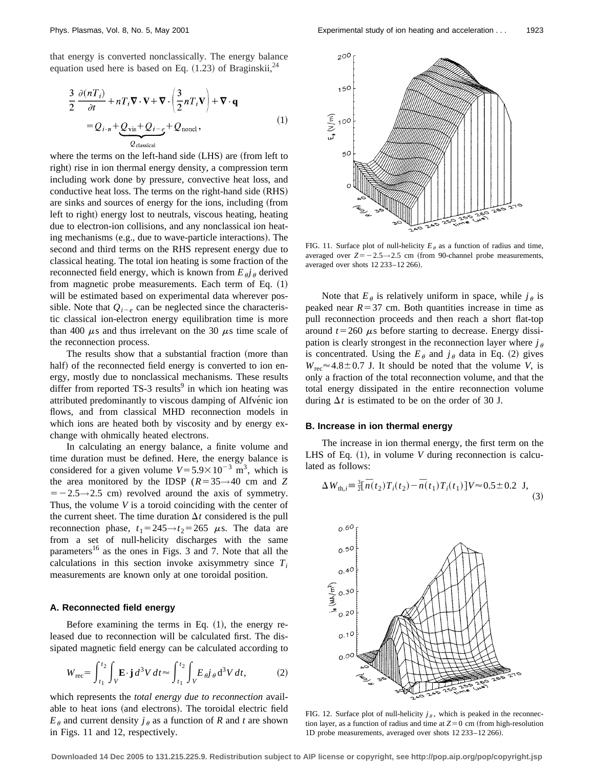that energy is converted nonclassically. The energy balance equation used here is based on Eq. (1.23) of Braginskii,[24]

$$\frac{3}{2}\frac{\partial(nT_i)}{\partial t}+nT_i\nabla\cdot\mathbf{V}+\nabla\cdot\left(\frac{3}{2}nT_i\mathbf{V}\right)+\nabla\cdot\mathbf{q} = Q_{i\text{-}n}+\underbrace{Q_{\text{vis}}+Q_{i-e}}_{Q_{\text{classical}}}+Q_{\text{noncl}}, \tag{1}$$

where the terms on the left-hand side (LHS) are (from left to right) rise in ion thermal energy density, a compression term including work done by pressure, convective heat loss, and conductive heat loss. The terms on the right-hand side (RHS) are sinks and sources of energy for the ions, including (from left to right) energy lost to neutrals, viscous heating, heating due to electron-ion collisions, and any nonclassical ion heating mechanisms (e.g., due to wave-particle interactions). The second and third terms on the RHS represent energy due to classical heating. The total ion heating is some fraction of the reconnected field energy, which is known from $E_\theta j_\theta$ derived from magnetic probe measurements. Each term of Eq. (1) will be estimated based on experimental data wherever possible. Note that $Q_{i-e}$ can be neglected since the characteristic classical ion-electron energy equilibration time is more than 400 $\mu$s and thus irrelevant on the 30 $\mu$s time scale of the reconnection process.

The results show that a substantial fraction (more than half) of the reconnected field energy is converted to ion energy, mostly due to nonclassical mechanisms. These results differ from reported TS-3 results[9] in which ion heating was attributed predominantly to viscous damping of Alfvénic ion flows, and from classical MHD reconnection models in which ions are heated both by viscosity and by energy exchange with ohmically heated electrons.

In calculating an energy balance, a finite volume and time duration must be defined. Here, the energy balance is considered for a given volume $V=5.9\times10^{-3}$ m$^3$, which is the area monitored by the IDSP ($R=35\rightarrow40$ cm and $Z=-2.5\rightarrow2.5$ cm) revolved around the axis of symmetry. Thus, the volume $V$ is a toroid coinciding with the center of the current sheet. The time duration $\Delta t$ considered is the pull reconnection phase, $t_1=245\rightarrow t_2=265$ $\mu$s. The data are from a set of null-helicity discharges with the same parameters[16] as the ones in Figs. 3 and 7. Note that all the calculations in this section invoke axisymmetry since $T_i$ measurements are known only at one toroidal position.

### A. Reconnected field energy

Before examining the terms in Eq. (1), the energy released due to reconnection will be calculated first. The dissipated magnetic field energy can be calculated according to

$$W_{\text{rec}}=\int_{t_1}^{t_2}\int_V \mathbf{E}\cdot\mathbf{j}\,d^3V\,dt\approx\int_{t_1}^{t_2}\int_V E_\theta j_\theta\,\mathrm{d}^3V\,dt, \tag{2}$$

which represents the *total energy due to reconnection* available to heat ions (and electrons). The toroidal electric field $E_\theta$ and current density $j_\theta$ as a function of $R$ and $t$ are shown in Figs. 11 and 12, respectively.

FIG. 11. Surface plot of null-helicity $E_\theta$ as a function of radius and time, averaged over $Z=-2.5\rightarrow2.5$ cm (from 90-channel probe measurements, averaged over shots 12 233–12 266).

Note that $E_\theta$ is relatively uniform in space, while $j_\theta$ is peaked near $R=37$ cm. Both quantities increase in time as pull reconnection proceeds and then reach a short flat-top around $t=260$ $\mu$s before starting to decrease. Energy dissipation is clearly strongest in the reconnection layer where $j_\theta$ is concentrated. Using the $E_\theta$ and $j_\theta$ data in Eq. (2) gives $W_{\text{rec}}\approx4.8\pm0.7$ J. It should be noted that the volume $V$, is only a fraction of the total reconnection volume, and that the total energy dissipated in the entire reconnection volume during $\Delta t$ is estimated to be on the order of 30 J.

### B. Increase in ion thermal energy

The increase in ion thermal energy, the first term on the LHS of Eq. (1), in volume $V$ during reconnection is calculated as follows:

$$\Delta W_{\text{th},i}\equiv\tfrac{3}{2}[\overline{n}(t_2)T_i(t_2)-\overline{n}(t_1)T_i(t_1)]V\approx0.5\pm0.2\ \text{J}, \tag{3}$$

FIG. 12. Surface plot of null-helicity $j_\theta$, which is peaked in the reconnection layer, as a function of radius and time at $Z=0$ cm (from high-resolution 1D probe measurements, averaged over shots 12 233–12 266).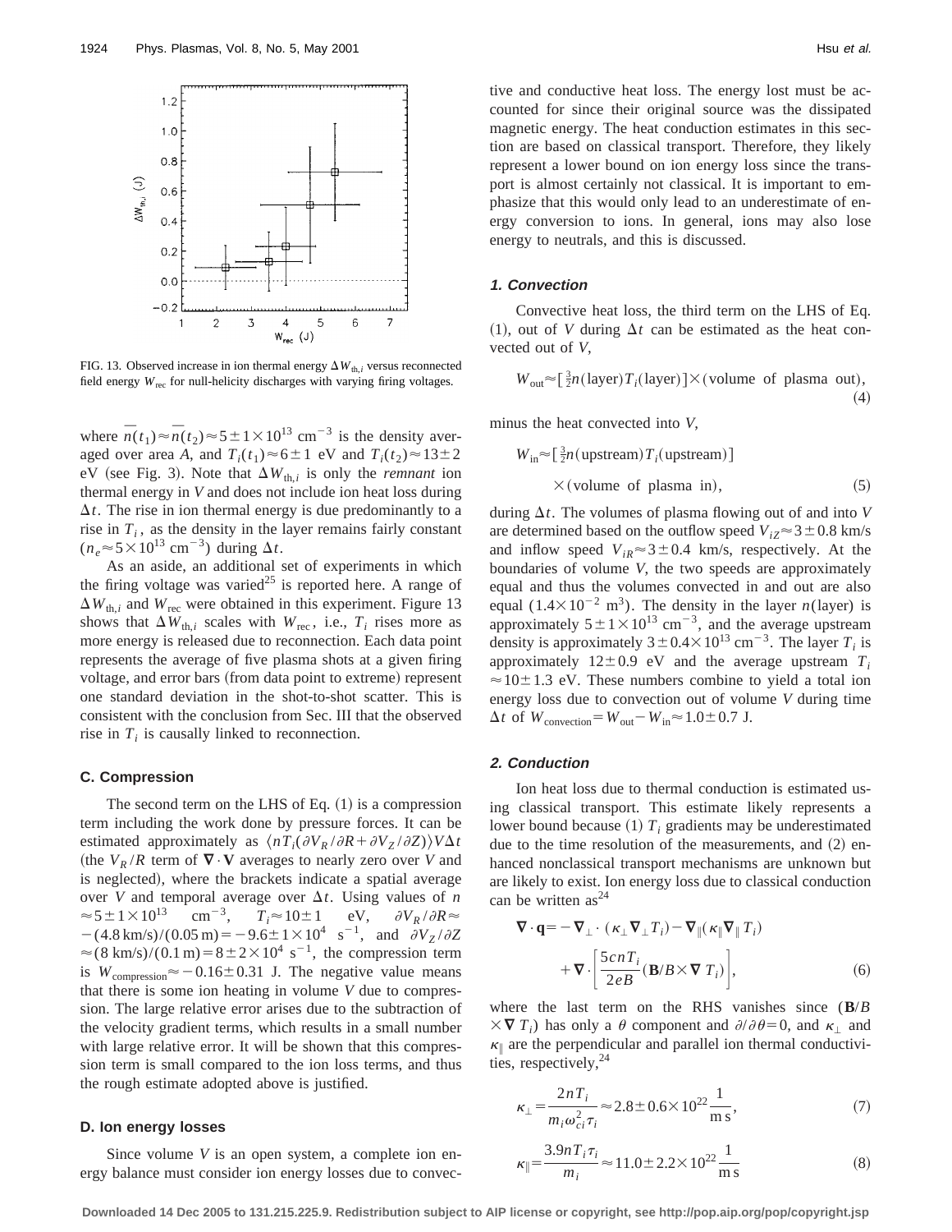FIG. 13. Observed increase in ion thermal energy $\Delta W_{\mathrm{th},i}$ versus reconnected field energy $W_{\mathrm{rec}}$ for null-helicity discharges with varying firing voltages.

where $\overline{n}(t_1) \approx \overline{n}(t_2) \approx 5 \pm 1 \times 10^{13}\ \mathrm{cm}^{-3}$ is the density averaged over area $A$, and $T_i(t_1) \approx 6 \pm 1$ eV and $T_i(t_2) \approx 13 \pm 2$ eV (see Fig. 3). Note that $\Delta W_{\mathrm{th},i}$ is only the *remnant* ion thermal energy in $V$ and does not include ion heat loss during $\Delta t$. The rise in ion thermal energy is due predominantly to a rise in $T_i$, as the density in the layer remains fairly constant ($n_e \approx 5 \times 10^{13}\ \mathrm{cm}^{-3}$) during $\Delta t$.

As an aside, an additional set of experiments in which the firing voltage was varied[25] is reported here. A range of $\Delta W_{\mathrm{th},i}$ and $W_{\mathrm{rec}}$ were obtained in this experiment. Figure 13 shows that $\Delta W_{\mathrm{th},i}$ scales with $W_{\mathrm{rec}}$, i.e., $T_i$ rises more as more energy is released due to reconnection. Each data point represents the average of five plasma shots at a given firing voltage, and error bars (from data point to extreme) represent one standard deviation in the shot-to-shot scatter. This is consistent with the conclusion from Sec. III that the observed rise in $T_i$ is causally linked to reconnection.

### C. Compression

The second term on the LHS of Eq. (1) is a compression term including the work done by pressure forces. It can be estimated approximately as $\langle nT_i(\partial V_R/\partial R + \partial V_Z/\partial Z)\rangle V\Delta t$ (the $V_R/R$ term of $\nabla \cdot \mathbf{V}$ averages to nearly zero over $V$ and is neglected), where the brackets indicate a spatial average over $V$ and temporal average over $\Delta t$. Using values of $n \approx 5 \pm 1 \times 10^{13}\ \mathrm{cm}^{-3}$, $T_i \approx 10 \pm 1$ eV, $\partial V_R/\partial R \approx -(4.8\ \mathrm{km/s})/(0.05\ \mathrm{m}) = -9.6 \pm 1 \times 10^4\ \mathrm{s}^{-1}$, and $\partial V_Z/\partial Z \approx (8\ \mathrm{km/s})/(0.1\ \mathrm{m}) = 8 \pm 2 \times 10^4\ \mathrm{s}^{-1}$, the compression term is $W_{\mathrm{compression}} \approx -0.16 \pm 0.31$ J. The negative value means that there is some ion heating in volume $V$ due to compression. The large relative error arises due to the subtraction of the velocity gradient terms, which results in a small number with large relative error. It will be shown that this compression term is small compared to the ion loss terms, and thus the rough estimate adopted above is justified.

### D. Ion energy losses

Since volume $V$ is an open system, a complete ion energy balance must consider ion energy losses due to convective and conductive heat loss. The energy lost must be accounted for since their original source was the dissipated magnetic energy. The heat conduction estimates in this section are based on classical transport. Therefore, they likely represent a lower bound on ion energy loss since the transport is almost certainly not classical. It is important to emphasize that this would only lead to an underestimate of energy conversion to ions. In general, ions may also lose energy to neutrals, and this is discussed.

#### 1. Convection

Convective heat loss, the third term on the LHS of Eq. (1), out of $V$ during $\Delta t$ can be estimated as the heat convected out of $V$,

$$W_{\mathrm{out}} \approx [\tfrac{3}{2} n(\mathrm{layer}) T_i(\mathrm{layer})] \times (\mathrm{volume\ of\ plasma\ out}), \tag{4}$$

minus the heat convected into $V$,

$$W_{\mathrm{in}} \approx [\tfrac{3}{2} n(\mathrm{upstream}) T_i(\mathrm{upstream})] \times (\mathrm{volume\ of\ plasma\ in}), \tag{5}$$

during $\Delta t$. The volumes of plasma flowing out of and into $V$ are determined based on the outflow speed $V_{iZ} \approx 3 \pm 0.8$ km/s and inflow speed $V_{iR} \approx 3 \pm 0.4$ km/s, respectively. At the boundaries of volume $V$, the two speeds are approximately equal and thus the volumes convected in and out are also equal ($1.4 \times 10^{-2}\ \mathrm{m}^3$). The density in the layer $n(\mathrm{layer})$ is approximately $5 \pm 1 \times 10^{13}\ \mathrm{cm}^{-3}$, and the average upstream density is approximately $3 \pm 0.4 \times 10^{13}\ \mathrm{cm}^{-3}$. The layer $T_i$ is approximately $12 \pm 0.9$ eV and the average upstream $T_i \approx 10 \pm 1.3$ eV. These numbers combine to yield a total ion energy loss due to convection out of volume $V$ during time $\Delta t$ of $W_{\mathrm{convection}} = W_{\mathrm{out}} - W_{\mathrm{in}} \approx 1.0 \pm 0.7$ J.

#### 2. Conduction

Ion heat loss due to thermal conduction is estimated using classical transport. This estimate likely represents a lower bound because (1) $T_i$ gradients may be underestimated due to the time resolution of the measurements, and (2) enhanced nonclassical transport mechanisms are unknown but are likely to exist. Ion energy loss due to classical conduction can be written as[24]

$$\nabla \cdot \mathbf{q} = -\nabla_\perp \cdot (\kappa_\perp \nabla_\perp T_i) - \nabla_\parallel (\kappa_\parallel \nabla_\parallel T_i) + \nabla \cdot \left[ \frac{5cnT_i}{2eB} (\mathbf{B}/B \times \nabla T_i) \right], \tag{6}$$

where the last term on the RHS vanishes since $(\mathbf{B}/B \times \nabla T_i)$ has only a $\theta$ component and $\partial/\partial\theta = 0$, and $\kappa_\perp$ and $\kappa_\parallel$ are the perpendicular and parallel ion thermal conductivities, respectively,[24]

$$\kappa_\perp = \frac{2nT_i}{m_i \omega_{ci}^2 \tau_i} \approx 2.8 \pm 0.6 \times 10^{22} \frac{1}{\mathrm{m\,s}}, \tag{7}$$

$$\kappa_\parallel = \frac{3.9 n T_i \tau_i}{m_i} \approx 11.0 \pm 2.2 \times 10^{22} \frac{1}{\mathrm{m\,s}} \tag{8}$$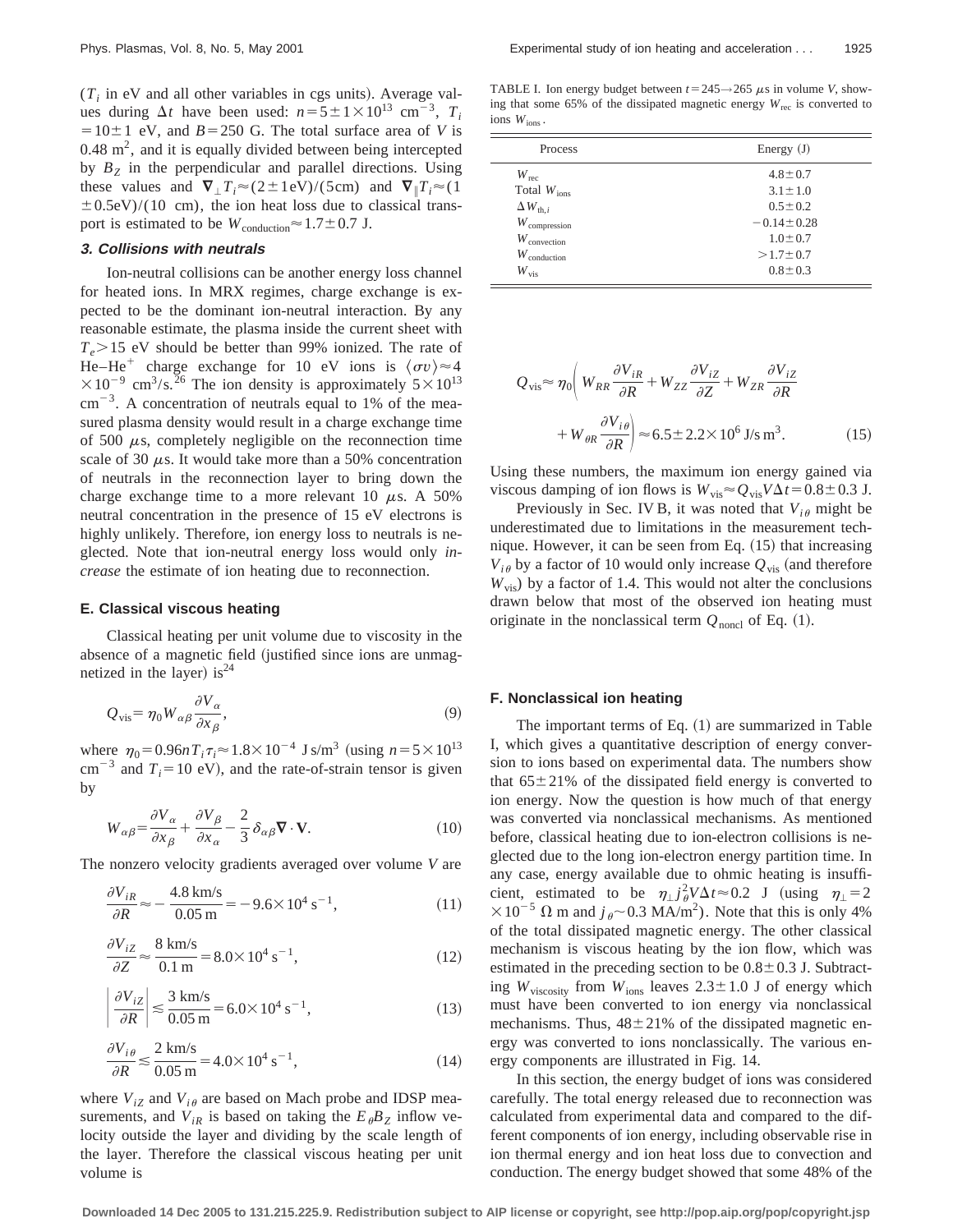($T_i$ in eV and all other variables in cgs units). Average values during $\Delta t$ have been used: $n = 5 \pm 1 \times 10^{13}$ cm$^{-3}$, $T_i = 10 \pm 1$ eV, and $B = 250$ G. The total surface area of $V$ is 0.48 m$^2$, and it is equally divided between being intercepted by $B_Z$ in the perpendicular and parallel directions. Using these values and $\nabla_\perp T_i \approx (2 \pm 1\,\text{eV})/(5\,\text{cm})$ and $\nabla_\parallel T_i \approx (1 \pm 0.5\,\text{eV})/(10\,\text{cm})$, the ion heat loss due to classical transport is estimated to be $W_{\text{conduction}} \approx 1.7 \pm 0.7$ J.

### 3. Collisions with neutrals

Ion-neutral collisions can be another energy loss channel for heated ions. In MRX regimes, charge exchange is expected to be the dominant ion-neutral interaction. By any reasonable estimate, the plasma inside the current sheet with $T_e > 15$ eV should be better than 99% ionized. The rate of He–He$^+$ charge exchange for 10 eV ions is $\langle \sigma v \rangle \approx 4 \times 10^{-9}$ cm$^3$/s.[26] The ion density is approximately $5 \times 10^{13}$ cm$^{-3}$. A concentration of neutrals equal to 1% of the measured plasma density would result in a charge exchange time of 500 $\mu$s, completely negligible on the reconnection time scale of 30 $\mu$s. It would take more than a 50% concentration of neutrals in the reconnection layer to bring down the charge exchange time to a more relevant 10 $\mu$s. A 50% neutral concentration in the presence of 15 eV electrons is highly unlikely. Therefore, ion energy loss to neutrals is neglected. Note that ion-neutral energy loss would only *increase* the estimate of ion heating due to reconnection.

## E. Classical viscous heating

Classical heating per unit volume due to viscosity in the absence of a magnetic field (justified since ions are unmagnetized in the layer) is[24]

$$Q_{\text{vis}} = \eta_0 W_{\alpha\beta} \frac{\partial V_\alpha}{\partial x_\beta}, \tag{9}$$

where $\eta_0 = 0.96 n T_i \tau_i \approx 1.8 \times 10^{-4}$ J s/m$^3$ (using $n = 5 \times 10^{13}$ cm$^{-3}$ and $T_i = 10$ eV), and the rate-of-strain tensor is given by

$$W_{\alpha\beta} = \frac{\partial V_\alpha}{\partial x_\beta} + \frac{\partial V_\beta}{\partial x_\alpha} - \frac{2}{3}\delta_{\alpha\beta} \nabla \cdot \mathbf{V}. \tag{10}$$

The nonzero velocity gradients averaged over volume $V$ are

$$\frac{\partial V_{iR}}{\partial R} \approx -\frac{4.8\ \text{km/s}}{0.05\ \text{m}} = -9.6 \times 10^4\ \text{s}^{-1}, \tag{11}$$

$$\frac{\partial V_{iZ}}{\partial Z} \approx \frac{8\ \text{km/s}}{0.1\ \text{m}} = 8.0 \times 10^4\ \text{s}^{-1}, \tag{12}$$

$$\left| \frac{\partial V_{iZ}}{\partial R} \right| \lesssim \frac{3\ \text{km/s}}{0.05\ \text{m}} = 6.0 \times 10^4\ \text{s}^{-1}, \tag{13}$$

$$\frac{\partial V_{i\theta}}{\partial R} \lesssim \frac{2\ \text{km/s}}{0.05\ \text{m}} = 4.0 \times 10^4\ \text{s}^{-1}, \tag{14}$$

where $V_{iZ}$ and $V_{i\theta}$ are based on Mach probe and IDSP measurements, and $V_{iR}$ is based on taking the $E_\theta B_Z$ inflow velocity outside the layer and dividing by the scale length of the layer. Therefore the classical viscous heating per unit volume is

TABLE I. Ion energy budget between $t = 245 \rightarrow 265$ $\mu$s in volume $V$, showing that some 65% of the dissipated magnetic energy $W_{\text{rec}}$ is converted to ions $W_{\text{ions}}$.

| Process | Energy (J) |
|---|---|
| $W_{\text{rec}}$ | $4.8 \pm 0.7$ |
| Total $W_{\text{ions}}$ | $3.1 \pm 1.0$ |
| $\Delta W_{\text{th},i}$ | $0.5 \pm 0.2$ |
| $W_{\text{compression}}$ | $-0.14 \pm 0.28$ |
| $W_{\text{convection}}$ | $1.0 \pm 0.7$ |
| $W_{\text{conduction}}$ | $> 1.7 \pm 0.7$ |
| $W_{\text{vis}}$ | $0.8 \pm 0.3$ |

$$Q_{\text{vis}} \approx \eta_0 \left( W_{RR} \frac{\partial V_{iR}}{\partial R} + W_{ZZ} \frac{\partial V_{iZ}}{\partial Z} + W_{ZR} \frac{\partial V_{iZ}}{\partial R} + W_{\theta R} \frac{\partial V_{i\theta}}{\partial R} \right) \approx 6.5 \pm 2.2 \times 10^6\ \text{J/s m}^3. \tag{15}$$

Using these numbers, the maximum ion energy gained via viscous damping of ion flows is $W_{\text{vis}} \approx Q_{\text{vis}} V \Delta t = 0.8 \pm 0.3$ J.

Previously in Sec. IV B, it was noted that $V_{i\theta}$ might be underestimated due to limitations in the measurement technique. However, it can be seen from Eq. (15) that increasing $V_{i\theta}$ by a factor of 10 would only increase $Q_{\text{vis}}$ (and therefore $W_{\text{vis}}$) by a factor of 1.4. This would not alter the conclusions drawn below that most of the observed ion heating must originate in the nonclassical term $Q_{\text{noncl}}$ of Eq. (1).

## F. Nonclassical ion heating

The important terms of Eq. (1) are summarized in Table I, which gives a quantitative description of energy conversion to ions based on experimental data. The numbers show that $65 \pm 21$% of the dissipated field energy is converted to ion energy. Now the question is how much of that energy was converted via nonclassical mechanisms. As mentioned before, classical heating due to ion-electron collisions is neglected due to the long ion-electron energy partition time. In any case, energy available due to ohmic heating is insufficient, estimated to be $\eta_\perp j_\theta^2 V \Delta t \approx 0.2$ J (using $\eta_\perp = 2 \times 10^{-5}$ $\Omega$ m and $j_\theta \sim 0.3$ MA/m$^2$). Note that this is only 4% of the total dissipated magnetic energy. The other classical mechanism is viscous heating by the ion flow, which was estimated in the preceding section to be $0.8 \pm 0.3$ J. Subtracting $W_{\text{viscosity}}$ from $W_{\text{ions}}$ leaves $2.3 \pm 1.0$ J of energy which must have been converted to ion energy via nonclassical mechanisms. Thus, $48 \pm 21$% of the dissipated magnetic energy was converted to ions nonclassically. The various energy components are illustrated in Fig. 14.

In this section, the energy budget of ions was considered carefully. The total energy released due to reconnection was calculated from experimental data and compared to the different components of ion energy, including observable rise in ion thermal energy and ion heat loss due to convection and conduction. The energy budget showed that some 48% of the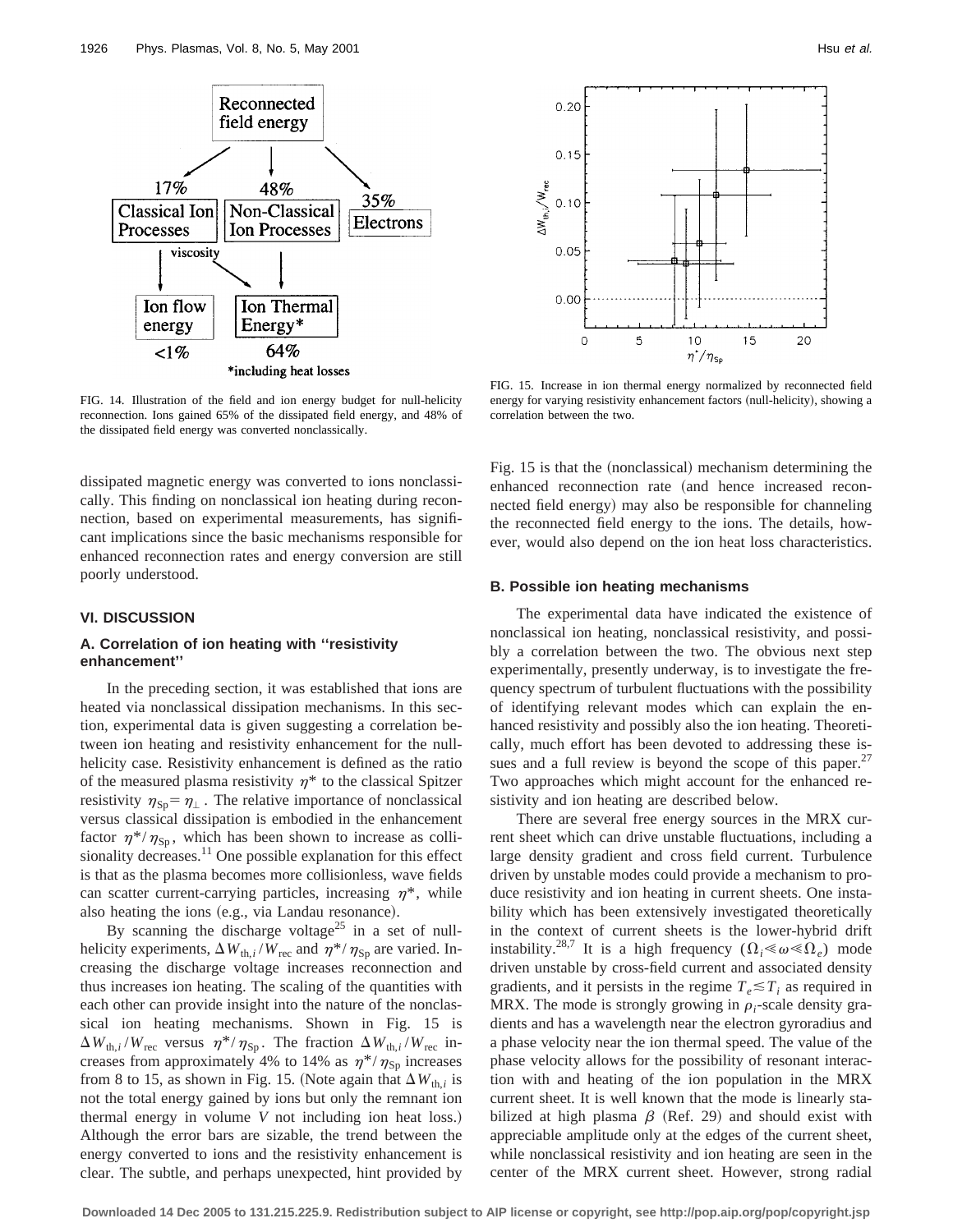FIG. 14. Illustration of the field and ion energy budget for null-helicity reconnection. Ions gained 65% of the dissipated field energy, and 48% of the dissipated field energy was converted nonclassically.

FIG. 15. Increase in ion thermal energy normalized by reconnected field energy for varying resistivity enhancement factors (null-helicity), showing a correlation between the two.

dissipated magnetic energy was converted to ions nonclassically. This finding on nonclassical ion heating during reconnection, based on experimental measurements, has significant implications since the basic mechanisms responsible for enhanced reconnection rates and energy conversion are still poorly understood.

## VI. DISCUSSION

### A. Correlation of ion heating with ''resistivity enhancement''

In the preceding section, it was established that ions are heated via nonclassical dissipation mechanisms. In this section, experimental data is given suggesting a correlation between ion heating and resistivity enhancement for the null-helicity case. Resistivity enhancement is defined as the ratio of the measured plasma resistivity $\eta^*$ to the classical Spitzer resistivity $\eta_{\mathrm{Sp}} = \eta_\perp$. The relative importance of nonclassical versus classical dissipation is embodied in the enhancement factor $\eta^*/\eta_{\mathrm{Sp}}$, which has been shown to increase as collisionality decreases.[11] One possible explanation for this effect is that as the plasma becomes more collisionless, wave fields can scatter current-carrying particles, increasing $\eta^*$, while also heating the ions (e.g., via Landau resonance).

By scanning the discharge voltage[25] in a set of null-helicity experiments, $\Delta W_{\mathrm{th},i}/W_{\mathrm{rec}}$ and $\eta^*/\eta_{\mathrm{Sp}}$ are varied. Increasing the discharge voltage increases reconnection and thus increases ion heating. The scaling of the quantities with each other can provide insight into the nature of the nonclassical ion heating mechanisms. Shown in Fig. 15 is $\Delta W_{\mathrm{th},i}/W_{\mathrm{rec}}$ versus $\eta^*/\eta_{\mathrm{Sp}}$. The fraction $\Delta W_{\mathrm{th},i}/W_{\mathrm{rec}}$ increases from approximately 4% to 14% as $\eta^*/\eta_{\mathrm{Sp}}$ increases from 8 to 15, as shown in Fig. 15. (Note again that $\Delta W_{\mathrm{th},i}$ is not the total energy gained by ions but only the remnant ion thermal energy in volume $V$ not including ion heat loss.) Although the error bars are sizable, the trend between the energy converted to ions and the resistivity enhancement is clear. The subtle, and perhaps unexpected, hint provided by Fig. 15 is that the (nonclassical) mechanism determining the enhanced reconnection rate (and hence increased reconnected field energy) may also be responsible for channeling the reconnected field energy to the ions. The details, however, would also depend on the ion heat loss characteristics.

### B. Possible ion heating mechanisms

The experimental data have indicated the existence of nonclassical ion heating, nonclassical resistivity, and possibly a correlation between the two. The obvious next step experimentally, presently underway, is to investigate the frequency spectrum of turbulent fluctuations with the possibility of identifying relevant modes which can explain the enhanced resistivity and possibly also the ion heating. Theoretically, much effort has been devoted to addressing these issues and a full review is beyond the scope of this paper.[27] Two approaches which might account for the enhanced resistivity and ion heating are described below.

There are several free energy sources in the MRX current sheet which can drive unstable fluctuations, including a large density gradient and cross field current. Turbulence driven by unstable modes could provide a mechanism to produce resistivity and ion heating in current sheets. One instability which has been extensively investigated theoretically in the context of current sheets is the lower-hybrid drift instability.[28,7] It is a high frequency ($\Omega_i \ll \omega \ll \Omega_e$) mode driven unstable by cross-field current and associated density gradients, and it persists in the regime $T_e \lesssim T_i$ as required in MRX. The mode is strongly growing in $\rho_i$-scale density gradients and has a wavelength near the electron gyroradius and a phase velocity near the ion thermal speed. The value of the phase velocity allows for the possibility of resonant interaction with and heating of the ion population in the MRX current sheet. It is well known that the mode is linearly stabilized at high plasma $\beta$ (Ref. 29) and should exist with appreciable amplitude only at the edges of the current sheet, while nonclassical resistivity and ion heating are seen in the center of the MRX current sheet. However, strong radial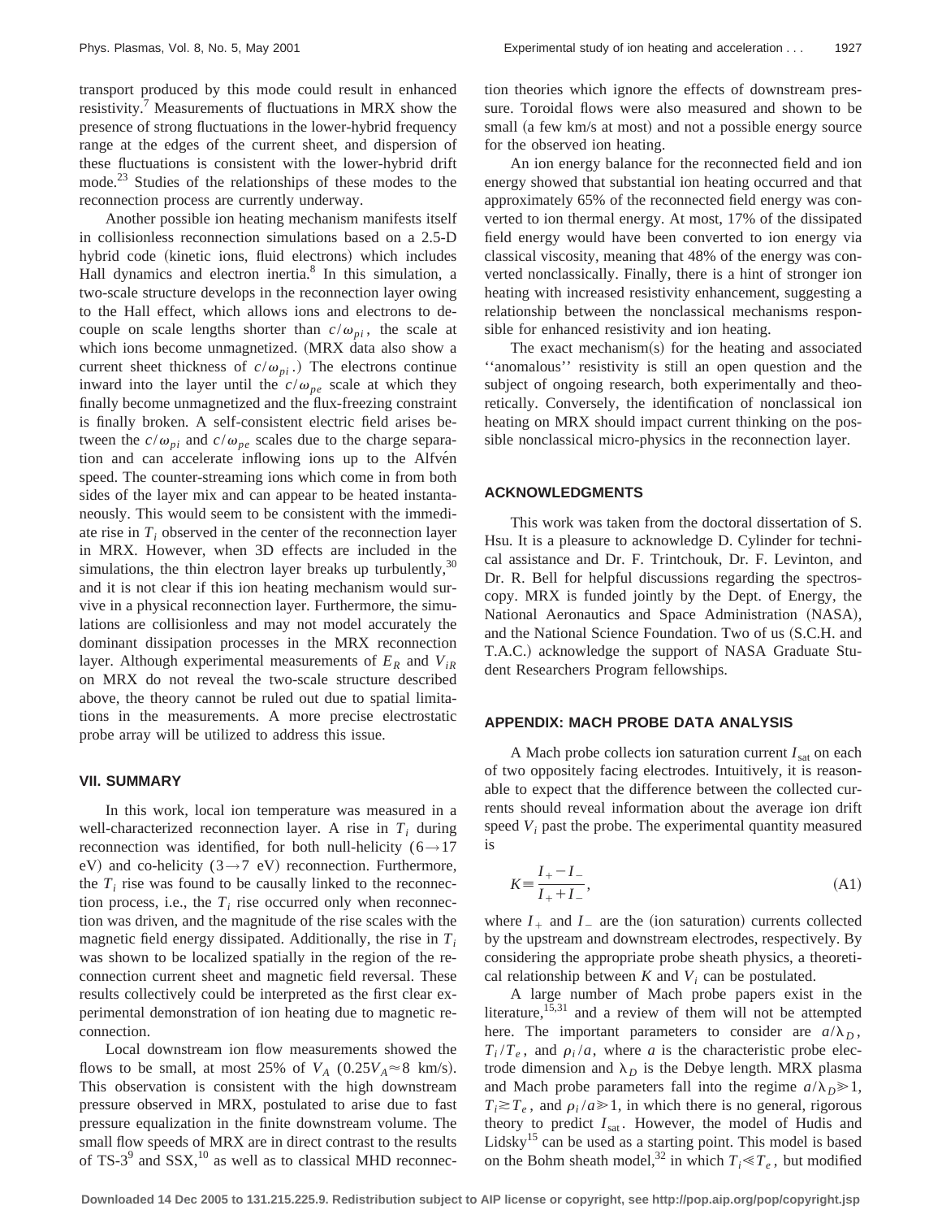transport produced by this mode could result in enhanced resistivity.[7] Measurements of fluctuations in MRX show the presence of strong fluctuations in the lower-hybrid frequency range at the edges of the current sheet, and dispersion of these fluctuations is consistent with the lower-hybrid drift mode.[23] Studies of the relationships of these modes to the reconnection process are currently underway.

Another possible ion heating mechanism manifests itself in collisionless reconnection simulations based on a 2.5-D hybrid code (kinetic ions, fluid electrons) which includes Hall dynamics and electron inertia.[8] In this simulation, a two-scale structure develops in the reconnection layer owing to the Hall effect, which allows ions and electrons to decouple on scale lengths shorter than $c/\omega_{pi}$, the scale at which ions become unmagnetized. (MRX data also show a current sheet thickness of $c/\omega_{pi}$.) The electrons continue inward into the layer until the $c/\omega_{pe}$ scale at which they finally become unmagnetized and the flux-freezing constraint is finally broken. A self-consistent electric field arises between the $c/\omega_{pi}$ and $c/\omega_{pe}$ scales due to the charge separation and can accelerate inflowing ions up to the Alfvén speed. The counter-streaming ions which come in from both sides of the layer mix and can appear to be heated instantaneously. This would seem to be consistent with the immediate rise in $T_i$ observed in the center of the reconnection layer in MRX. However, when 3D effects are included in the simulations, the thin electron layer breaks up turbulently,[30] and it is not clear if this ion heating mechanism would survive in a physical reconnection layer. Furthermore, the simulations are collisionless and may not model accurately the dominant dissipation processes in the MRX reconnection layer. Although experimental measurements of $E_R$ and $V_{iR}$ on MRX do not reveal the two-scale structure described above, the theory cannot be ruled out due to spatial limitations in the measurements. A more precise electrostatic probe array will be utilized to address this issue.

### VII. SUMMARY

In this work, local ion temperature was measured in a well-characterized reconnection layer. A rise in $T_i$ during reconnection was identified, for both null-helicity ($6 \rightarrow 17$ eV) and co-helicity ($3 \rightarrow 7$ eV) reconnection. Furthermore, the $T_i$ rise was found to be causally linked to the reconnection process, i.e., the $T_i$ rise occurred only when reconnection was driven, and the magnitude of the rise scales with the magnetic field energy dissipated. Additionally, the rise in $T_i$ was shown to be localized spatially in the region of the reconnection current sheet and magnetic field reversal. These results collectively could be interpreted as the first clear experimental demonstration of ion heating due to magnetic reconnection.

Local downstream ion flow measurements showed the flows to be small, at most 25% of $V_A$ ($0.25V_A \approx 8$ km/s). This observation is consistent with the high downstream pressure observed in MRX, postulated to arise due to fast pressure equalization in the finite downstream volume. The small flow speeds of MRX are in direct contrast to the results of TS-3[9] and SSX,[10] as well as to classical MHD reconnection theories which ignore the effects of downstream pressure. Toroidal flows were also measured and shown to be small (a few km/s at most) and not a possible energy source for the observed ion heating.

An ion energy balance for the reconnected field and ion energy showed that substantial ion heating occurred and that approximately 65% of the reconnected field energy was converted to ion thermal energy. At most, 17% of the dissipated field energy would have been converted to ion energy via classical viscosity, meaning that 48% of the energy was converted nonclassically. Finally, there is a hint of stronger ion heating with increased resistivity enhancement, suggesting a relationship between the nonclassical mechanisms responsible for enhanced resistivity and ion heating.

The exact mechanism(s) for the heating and associated "anomalous" resistivity is still an open question and the subject of ongoing research, both experimentally and theoretically. Conversely, the identification of nonclassical ion heating on MRX should impact current thinking on the possible nonclassical micro-physics in the reconnection layer.

### ACKNOWLEDGMENTS

This work was taken from the doctoral dissertation of S. Hsu. It is a pleasure to acknowledge D. Cylinder for technical assistance and Dr. F. Trintchouk, Dr. F. Levinton, and Dr. R. Bell for helpful discussions regarding the spectroscopy. MRX is funded jointly by the Dept. of Energy, the National Aeronautics and Space Administration (NASA), and the National Science Foundation. Two of us (S.C.H. and T.A.C.) acknowledge the support of NASA Graduate Student Researchers Program fellowships.

### APPENDIX: MACH PROBE DATA ANALYSIS

A Mach probe collects ion saturation current $I_{\rm sat}$ on each of two oppositely facing electrodes. Intuitively, it is reasonable to expect that the difference between the collected currents should reveal information about the average ion drift speed $V_i$ past the probe. The experimental quantity measured is

$$K \equiv \frac{I_+ - I_-}{I_+ + I_-}, \tag{A1}$$

where $I_+$ and $I_-$ are the (ion saturation) currents collected by the upstream and downstream electrodes, respectively. By considering the appropriate probe sheath physics, a theoretical relationship between $K$ and $V_i$ can be postulated.

A large number of Mach probe papers exist in the literature,[15,31] and a review of them will not be attempted here. The important parameters to consider are $a/\lambda_D$, $T_i/T_e$, and $\rho_i/a$, where $a$ is the characteristic probe electrode dimension and $\lambda_D$ is the Debye length. MRX plasma and Mach probe parameters fall into the regime $a/\lambda_D \gg 1$, $T_i \gtrsim T_e$, and $\rho_i/a \gg 1$, in which there is no general, rigorous theory to predict $I_{\rm sat}$. However, the model of Hudis and Lidsky[15] can be used as a starting point. This model is based on the Bohm sheath model,[32] in which $T_i \ll T_e$, but modified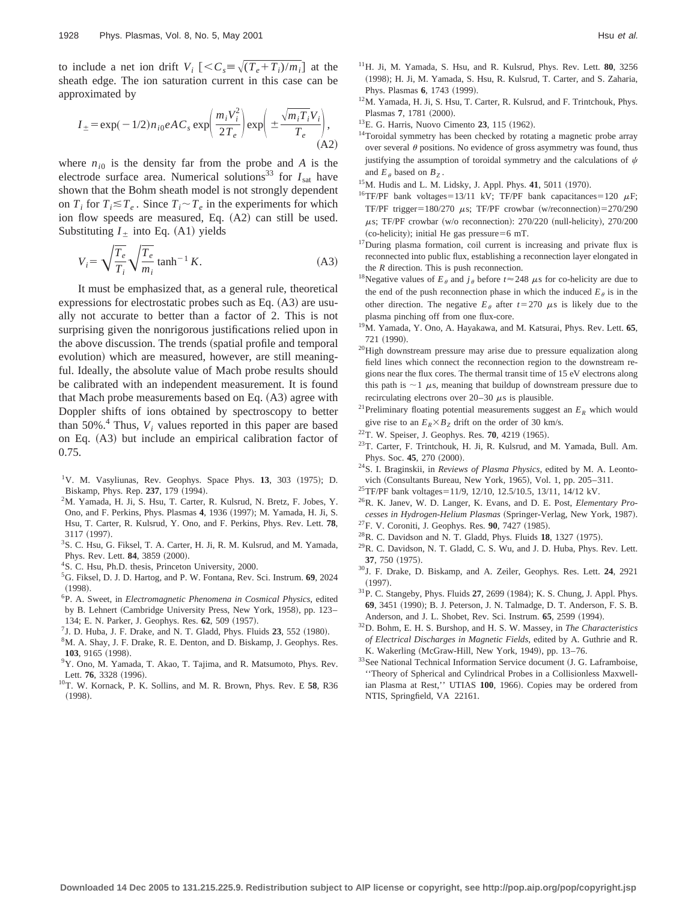to include a net ion drift $V_i$ [$<C_s \equiv \sqrt{(T_e+T_i)/m_i}$] at the sheath edge. The ion saturation current in this case can be approximated by

$$I_{\pm} = \exp(-1/2) n_{i0} e A C_s \exp\left(\frac{m_i V_i^2}{2T_e}\right) \exp\left(\pm \frac{\sqrt{m_i T_i} V_i}{T_e}\right), \tag{A2}$$

where $n_{i0}$ is the density far from the probe and $A$ is the electrode surface area. Numerical solutions[33] for $I_{\mathrm{sat}}$ have shown that the Bohm sheath model is not strongly dependent on $T_i$ for $T_i \lesssim T_e$. Since $T_i \sim T_e$ in the experiments for which ion flow speeds are measured, Eq. (A2) can still be used. Substituting $I_{\pm}$ into Eq. (A1) yields

$$V_i = \sqrt{\frac{T_e}{T_i}} \sqrt{\frac{T_e}{m_i}} \tanh^{-1} K. \tag{A3}$$

It must be emphasized that, as a general rule, theoretical expressions for electrostatic probes such as Eq. (A3) are usually not accurate to better than a factor of 2. This is not surprising given the nonrigorous justifications relied upon in the above discussion. The trends (spatial profile and temporal evolution) which are measured, however, are still meaningful. Ideally, the absolute value of Mach probe results should be calibrated with an independent measurement. It is found that Mach probe measurements based on Eq. (A3) agree with Doppler shifts of ions obtained by spectroscopy to better than 50%.[4] Thus, $V_i$ values reported in this paper are based on Eq. (A3) but include an empirical calibration factor of 0.75.

[1] V. M. Vasyliunas, Rev. Geophys. Space Phys. **13**, 303 (1975); D. Biskamp, Phys. Rep. **237**, 179 (1994).

[2] M. Yamada, H. Ji, S. Hsu, T. Carter, R. Kulsrud, N. Bretz, F. Jobes, Y. Ono, and F. Perkins, Phys. Plasmas **4**, 1936 (1997); M. Yamada, H. Ji, S. Hsu, T. Carter, R. Kulsrud, Y. Ono, and F. Perkins, Phys. Rev. Lett. **78**, 3117 (1997).

[3] S. C. Hsu, G. Fiksel, T. A. Carter, H. Ji, R. M. Kulsrud, and M. Yamada, Phys. Rev. Lett. **84**, 3859 (2000).

[4] S. C. Hsu, Ph.D. thesis, Princeton University, 2000.

[5] G. Fiksel, D. J. D. Hartog, and P. W. Fontana, Rev. Sci. Instrum. **69**, 2024 (1998).

[6] P. A. Sweet, in *Electromagnetic Phenomena in Cosmical Physics*, edited by B. Lehnert (Cambridge University Press, New York, 1958), pp. 123–134; E. N. Parker, J. Geophys. Res. **62**, 509 (1957).

[7] J. D. Huba, J. F. Drake, and N. T. Gladd, Phys. Fluids **23**, 552 (1980).

[8] M. A. Shay, J. F. Drake, R. E. Denton, and D. Biskamp, J. Geophys. Res. **103**, 9165 (1998).

[9] Y. Ono, M. Yamada, T. Akao, T. Tajima, and R. Matsumoto, Phys. Rev. Lett. **76**, 3328 (1996).

[10] T. W. Kornack, P. K. Sollins, and M. R. Brown, Phys. Rev. E **58**, R36 (1998).

[11] H. Ji, M. Yamada, S. Hsu, and R. Kulsrud, Phys. Rev. Lett. **80**, 3256 (1998); H. Ji, M. Yamada, S. Hsu, R. Kulsrud, T. Carter, and S. Zaharia, Phys. Plasmas **6**, 1743 (1999).

[12] M. Yamada, H. Ji, S. Hsu, T. Carter, R. Kulsrud, and F. Trintchouk, Phys. Plasmas **7**, 1781 (2000).

[13] E. G. Harris, Nuovo Cimento **23**, 115 (1962).

[14] Toroidal symmetry has been checked by rotating a magnetic probe array over several $\theta$ positions. No evidence of gross asymmetry was found, thus justifying the assumption of toroidal symmetry and the calculations of $\psi$ and $E_\theta$ based on $B_Z$.

[15] M. Hudis and L. M. Lidsky, J. Appl. Phys. **41**, 5011 (1970).

[16] TF/PF bank voltages=13/11 kV; TF/PF bank capacitances=120 $\mu$F; TF/PF trigger=180/270 $\mu$s; TF/PF crowbar (w/reconnection)=270/290 $\mu$s; TF/PF crowbar (w/o reconnection): 270/220 (null-helicity), 270/200 (co-helicity); initial He gas pressure=6 mT.

[17] During plasma formation, coil current is increasing and private flux is reconnected into public flux, establishing a reconnection layer elongated in the $R$ direction. This is push reconnection.

[18] Negative values of $E_\theta$ and $j_\theta$ before $t \approx 248$ $\mu$s for co-helicity are due to the end of the push reconnection phase in which the induced $E_\theta$ is in the other direction. The negative $E_\theta$ after $t=270$ $\mu$s is likely due to the plasma pinching off from one flux-core.

[19] M. Yamada, Y. Ono, A. Hayakawa, and M. Katsurai, Phys. Rev. Lett. **65**, 721 (1990).

[20] High downstream pressure may arise due to pressure equalization along field lines which connect the reconnection region to the downstream regions near the flux cores. The thermal transit time of 15 eV electrons along this path is $\sim 1$ $\mu$s, meaning that buildup of downstream pressure due to recirculating electrons over 20–30 $\mu$s is plausible.

[21] Preliminary floating potential measurements suggest an $E_R$ which would give rise to an $E_R \times B_Z$ drift on the order of 30 km/s.

[22] T. W. Speiser, J. Geophys. Res. **70**, 4219 (1965).

[23] T. Carter, F. Trintchouk, H. Ji, R. Kulsrud, and M. Yamada, Bull. Am. Phys. Soc. **45**, 270 (2000).

[24] S. I. Braginskii, in *Reviews of Plasma Physics*, edited by M. A. Leontovich (Consultants Bureau, New York, 1965), Vol. 1, pp. 205–311.

[25] TF/PF bank voltages=11/9, 12/10, 12.5/10.5, 13/11, 14/12 kV.

[26] R. K. Janev, W. D. Langer, K. Evans, and D. E. Post, *Elementary Processes in Hydrogen-Helium Plasmas* (Springer-Verlag, New York, 1987).

[27] F. V. Coroniti, J. Geophys. Res. **90**, 7427 (1985).

[28] R. C. Davidson and N. T. Gladd, Phys. Fluids **18**, 1327 (1975).

[29] R. C. Davidson, N. T. Gladd, C. S. Wu, and J. D. Huba, Phys. Rev. Lett. **37**, 750 (1975).

[30] J. F. Drake, D. Biskamp, and A. Zeiler, Geophys. Res. Lett. **24**, 2921 (1997).

[31] P. C. Stangeby, Phys. Fluids **27**, 2699 (1984); K. S. Chung, J. Appl. Phys. **69**, 3451 (1990); B. J. Peterson, J. N. Talmadge, D. T. Anderson, F. S. B. Anderson, and J. L. Shobet, Rev. Sci. Instrum. **65**, 2599 (1994).

[32] D. Bohm, E. H. S. Burshop, and H. S. W. Massey, in *The Characteristics of Electrical Discharges in Magnetic Fields*, edited by A. Guthrie and R. K. Wakerling (McGraw-Hill, New York, 1949), pp. 13–76.

[33] See National Technical Information Service document (J. G. Laframboise, "Theory of Spherical and Cylindrical Probes in a Collisionless Maxwellian Plasma at Rest," UTIAS **100**, 1966). Copies may be ordered from NTIS, Springfield, VA 22161.